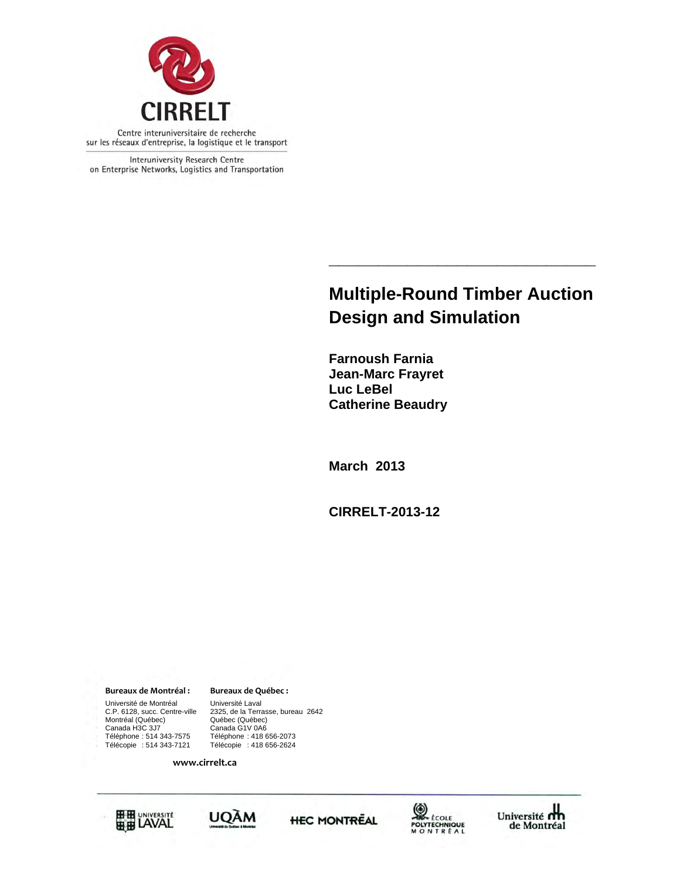CIRRELT

Centre interuniversitaire de recherche sur les réseaux d'entreprise, la logistique et le transport

Interuniversity Research Centre on Enterprise Networks, Logistics and Transportation

# Multiple-Round Timber Auction Design and Simulation

**Farnoush Farnia**
**Jean-Marc Frayret**
**Luc LeBel**
**Catherine Beaudry**

**March 2013**

**CIRRELT-2013-12**

**Bureaux de Montréal :**
Université de Montréal
C.P. 6128, succ. Centre-ville
Montréal (Québec)
Canada H3C 3J7
Téléphone : 514 343-7575
Télécopie : 514 343-7121

**Bureaux de Québec :**
Université Laval
2325, de la Terrasse, bureau 2642
Québec (Québec)
Canada G1V 0A6
Téléphone : 418 656-2073
Télécopie : 418 656-2624

**www.cirrelt.ca**

Université Laval · UQÀM · HEC Montréal · École Polytechnique Montréal · Université de Montréal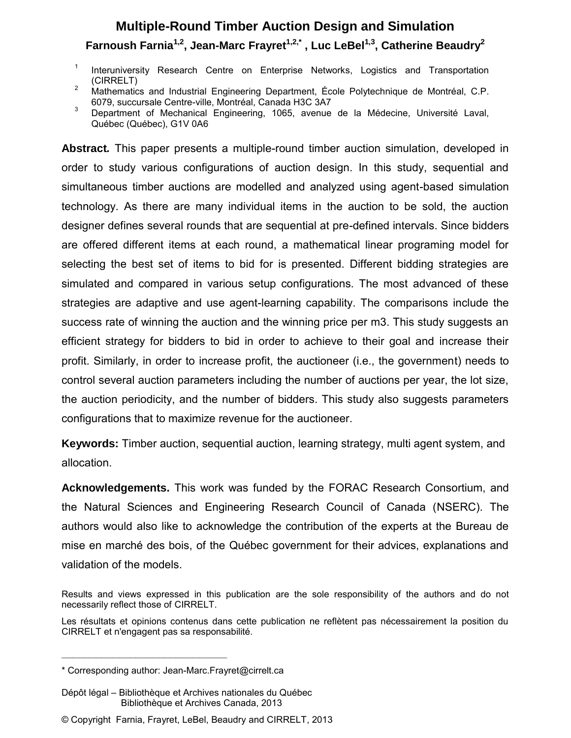# Multiple-Round Timber Auction Design and Simulation

**Farnoush Farnia[1,2], Jean-Marc Frayret[1,2,*] , Luc LeBel[1,3], Catherine Beaudry[2]**

[1] Interuniversity Research Centre on Enterprise Networks, Logistics and Transportation (CIRRELT)

[2] Mathematics and Industrial Engineering Department, École Polytechnique de Montréal, C.P. 6079, succursale Centre-ville, Montréal, Canada H3C 3A7

[3] Department of Mechanical Engineering, 1065, avenue de la Médecine, Université Laval, Québec (Québec), G1V 0A6

**Abstract.** This paper presents a multiple-round timber auction simulation, developed in order to study various configurations of auction design. In this study, sequential and simultaneous timber auctions are modelled and analyzed using agent-based simulation technology. As there are many individual items in the auction to be sold, the auction designer defines several rounds that are sequential at pre-defined intervals. Since bidders are offered different items at each round, a mathematical linear programing model for selecting the best set of items to bid for is presented. Different bidding strategies are simulated and compared in various setup configurations. The most advanced of these strategies are adaptive and use agent-learning capability. The comparisons include the success rate of winning the auction and the winning price per m3. This study suggests an efficient strategy for bidders to bid in order to achieve to their goal and increase their profit. Similarly, in order to increase profit, the auctioneer (i.e., the government) needs to control several auction parameters including the number of auctions per year, the lot size, the auction periodicity, and the number of bidders. This study also suggests parameters configurations that to maximize revenue for the auctioneer.

**Keywords:** Timber auction, sequential auction, learning strategy, multi agent system, and allocation.

**Acknowledgements.** This work was funded by the FORAC Research Consortium, and the Natural Sciences and Engineering Research Council of Canada (NSERC). The authors would also like to acknowledge the contribution of the experts at the Bureau de mise en marché des bois, of the Québec government for their advices, explanations and validation of the models.

Results and views expressed in this publication are the sole responsibility of the authors and do not necessarily reflect those of CIRRELT.

Les résultats et opinions contenus dans cette publication ne reflètent pas nécessairement la position du CIRRELT et n'engagent pas sa responsabilité.

---

\* Corresponding author: Jean-Marc.Frayret@cirrelt.ca

Dépôt légal – Bibliothèque et Archives nationales du Québec
Bibliothèque et Archives Canada, 2013

© Copyright Farnia, Frayret, LeBel, Beaudry and CIRRELT, 2013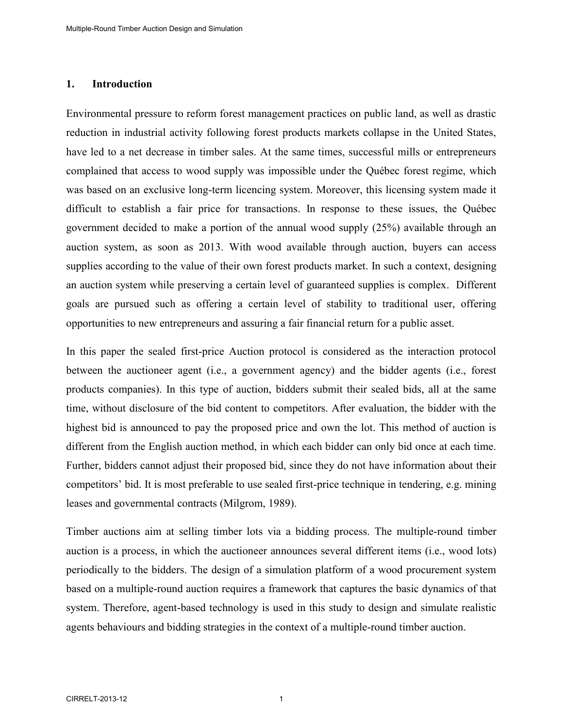## 1. Introduction

Environmental pressure to reform forest management practices on public land, as well as drastic reduction in industrial activity following forest products markets collapse in the United States, have led to a net decrease in timber sales. At the same times, successful mills or entrepreneurs complained that access to wood supply was impossible under the Québec forest regime, which was based on an exclusive long-term licencing system. Moreover, this licensing system made it difficult to establish a fair price for transactions. In response to these issues, the Québec government decided to make a portion of the annual wood supply (25%) available through an auction system, as soon as 2013. With wood available through auction, buyers can access supplies according to the value of their own forest products market. In such a context, designing an auction system while preserving a certain level of guaranteed supplies is complex. Different goals are pursued such as offering a certain level of stability to traditional user, offering opportunities to new entrepreneurs and assuring a fair financial return for a public asset.

In this paper the sealed first-price Auction protocol is considered as the interaction protocol between the auctioneer agent (i.e., a government agency) and the bidder agents (i.e., forest products companies). In this type of auction, bidders submit their sealed bids, all at the same time, without disclosure of the bid content to competitors. After evaluation, the bidder with the highest bid is announced to pay the proposed price and own the lot. This method of auction is different from the English auction method, in which each bidder can only bid once at each time. Further, bidders cannot adjust their proposed bid, since they do not have information about their competitors' bid. It is most preferable to use sealed first-price technique in tendering, e.g. mining leases and governmental contracts (Milgrom, 1989).

Timber auctions aim at selling timber lots via a bidding process. The multiple-round timber auction is a process, in which the auctioneer announces several different items (i.e., wood lots) periodically to the bidders. The design of a simulation platform of a wood procurement system based on a multiple-round auction requires a framework that captures the basic dynamics of that system. Therefore, agent-based technology is used in this study to design and simulate realistic agents behaviours and bidding strategies in the context of a multiple-round timber auction.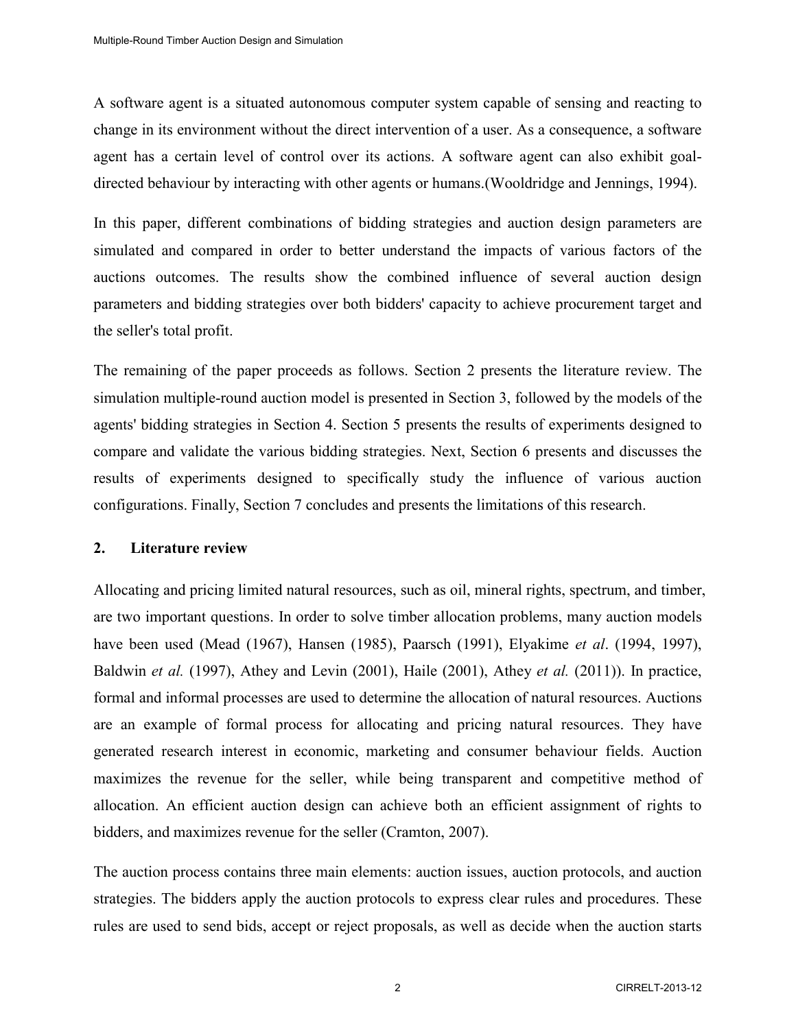A software agent is a situated autonomous computer system capable of sensing and reacting to change in its environment without the direct intervention of a user. As a consequence, a software agent has a certain level of control over its actions. A software agent can also exhibit goal-directed behaviour by interacting with other agents or humans.(Wooldridge and Jennings, 1994).

In this paper, different combinations of bidding strategies and auction design parameters are simulated and compared in order to better understand the impacts of various factors of the auctions outcomes. The results show the combined influence of several auction design parameters and bidding strategies over both bidders' capacity to achieve procurement target and the seller's total profit.

The remaining of the paper proceeds as follows. Section 2 presents the literature review. The simulation multiple-round auction model is presented in Section 3, followed by the models of the agents' bidding strategies in Section 4. Section 5 presents the results of experiments designed to compare and validate the various bidding strategies. Next, Section 6 presents and discusses the results of experiments designed to specifically study the influence of various auction configurations. Finally, Section 7 concludes and presents the limitations of this research.

## 2. Literature review

Allocating and pricing limited natural resources, such as oil, mineral rights, spectrum, and timber, are two important questions. In order to solve timber allocation problems, many auction models have been used (Mead (1967), Hansen (1985), Paarsch (1991), Elyakime *et al*. (1994, 1997), Baldwin *et al.* (1997), Athey and Levin (2001), Haile (2001), Athey *et al.* (2011)). In practice, formal and informal processes are used to determine the allocation of natural resources. Auctions are an example of formal process for allocating and pricing natural resources. They have generated research interest in economic, marketing and consumer behaviour fields. Auction maximizes the revenue for the seller, while being transparent and competitive method of allocation. An efficient auction design can achieve both an efficient assignment of rights to bidders, and maximizes revenue for the seller (Cramton, 2007).

The auction process contains three main elements: auction issues, auction protocols, and auction strategies. The bidders apply the auction protocols to express clear rules and procedures. These rules are used to send bids, accept or reject proposals, as well as decide when the auction starts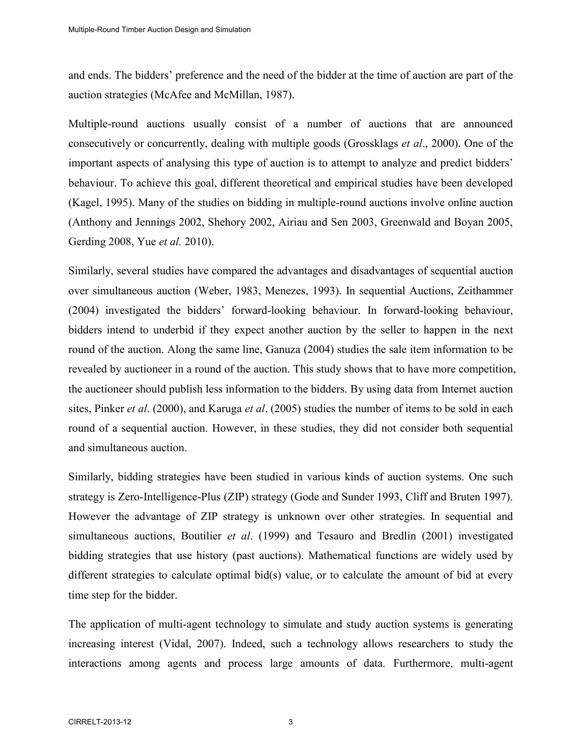and ends. The bidders' preference and the need of the bidder at the time of auction are part of the auction strategies (McAfee and McMillan, 1987).

Multiple-round auctions usually consist of a number of auctions that are announced consecutively or concurrently, dealing with multiple goods (Grossklags *et al*., 2000). One of the important aspects of analysing this type of auction is to attempt to analyze and predict bidders' behaviour. To achieve this goal, different theoretical and empirical studies have been developed (Kagel, 1995). Many of the studies on bidding in multiple-round auctions involve online auction (Anthony and Jennings 2002, Shehory 2002, Airiau and Sen 2003, Greenwald and Boyan 2005, Gerding 2008, Yue *et al.* 2010).

Similarly, several studies have compared the advantages and disadvantages of sequential auction over simultaneous auction (Weber, 1983, Menezes, 1993). In sequential Auctions, Zeithammer (2004) investigated the bidders' forward-looking behaviour. In forward-looking behaviour, bidders intend to underbid if they expect another auction by the seller to happen in the next round of the auction. Along the same line, Ganuza (2004) studies the sale item information to be revealed by auctioneer in a round of the auction. This study shows that to have more competition, the auctioneer should publish less information to the bidders. By using data from Internet auction sites, Pinker *et al*. (2000), and Karuga *et al*. (2005) studies the number of items to be sold in each round of a sequential auction. However, in these studies, they did not consider both sequential and simultaneous auction.

Similarly, bidding strategies have been studied in various kinds of auction systems. One such strategy is Zero-Intelligence-Plus (ZIP) strategy (Gode and Sunder 1993, Cliff and Bruten 1997). However the advantage of ZIP strategy is unknown over other strategies. In sequential and simultaneous auctions, Boutilier *et al*. (1999) and Tesauro and Bredlin (2001) investigated bidding strategies that use history (past auctions). Mathematical functions are widely used by different strategies to calculate optimal bid(s) value, or to calculate the amount of bid at every time step for the bidder.

The application of multi-agent technology to simulate and study auction systems is generating increasing interest (Vidal, 2007). Indeed, such a technology allows researchers to study the interactions among agents and process large amounts of data. Furthermore, multi-agent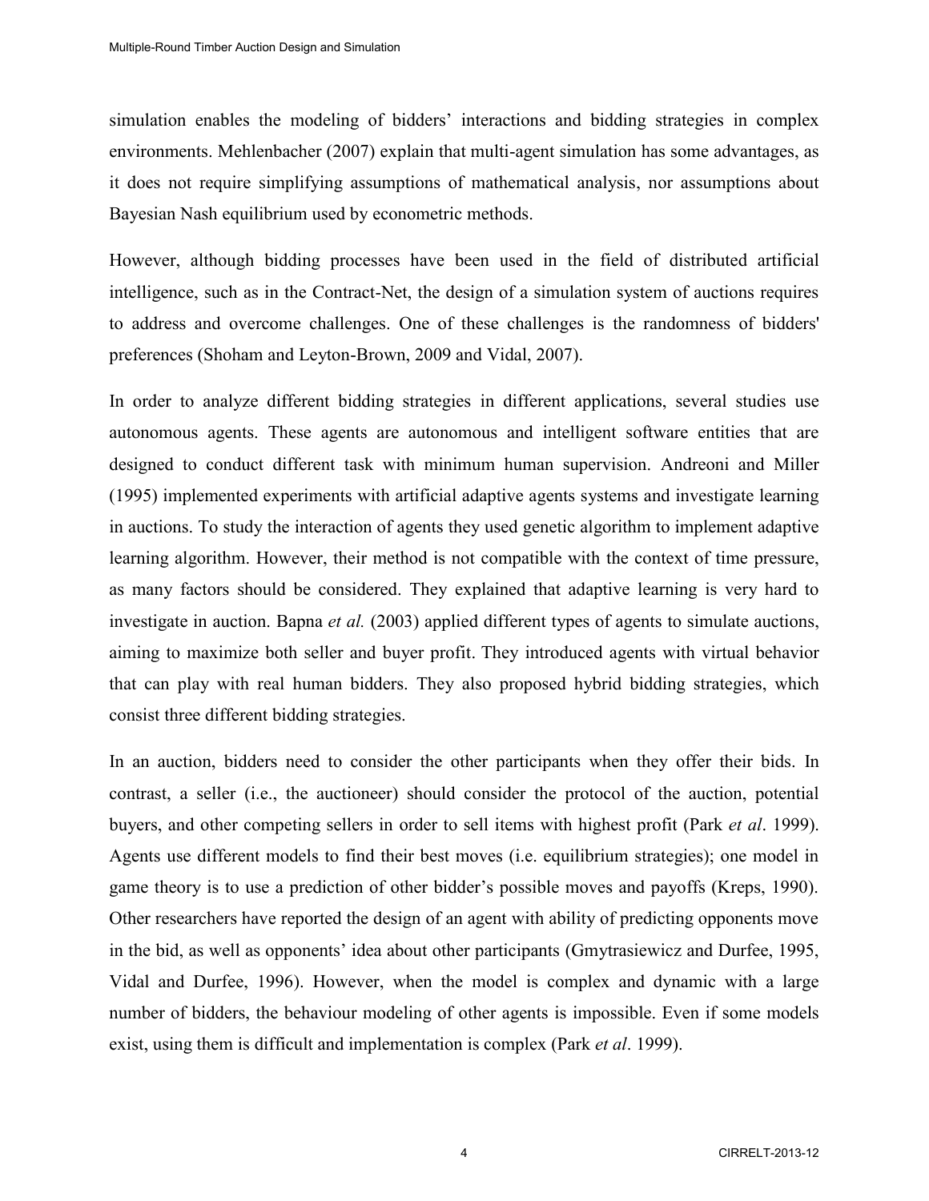simulation enables the modeling of bidders' interactions and bidding strategies in complex environments. Mehlenbacher (2007) explain that multi-agent simulation has some advantages, as it does not require simplifying assumptions of mathematical analysis, nor assumptions about Bayesian Nash equilibrium used by econometric methods.

However, although bidding processes have been used in the field of distributed artificial intelligence, such as in the Contract-Net, the design of a simulation system of auctions requires to address and overcome challenges. One of these challenges is the randomness of bidders' preferences (Shoham and Leyton-Brown, 2009 and Vidal, 2007).

In order to analyze different bidding strategies in different applications, several studies use autonomous agents. These agents are autonomous and intelligent software entities that are designed to conduct different task with minimum human supervision. Andreoni and Miller (1995) implemented experiments with artificial adaptive agents systems and investigate learning in auctions. To study the interaction of agents they used genetic algorithm to implement adaptive learning algorithm. However, their method is not compatible with the context of time pressure, as many factors should be considered. They explained that adaptive learning is very hard to investigate in auction. Bapna *et al.* (2003) applied different types of agents to simulate auctions, aiming to maximize both seller and buyer profit. They introduced agents with virtual behavior that can play with real human bidders. They also proposed hybrid bidding strategies, which consist three different bidding strategies.

In an auction, bidders need to consider the other participants when they offer their bids. In contrast, a seller (i.e., the auctioneer) should consider the protocol of the auction, potential buyers, and other competing sellers in order to sell items with highest profit (Park *et al*. 1999). Agents use different models to find their best moves (i.e. equilibrium strategies); one model in game theory is to use a prediction of other bidder's possible moves and payoffs (Kreps, 1990). Other researchers have reported the design of an agent with ability of predicting opponents move in the bid, as well as opponents' idea about other participants (Gmytrasiewicz and Durfee, 1995, Vidal and Durfee, 1996). However, when the model is complex and dynamic with a large number of bidders, the behaviour modeling of other agents is impossible. Even if some models exist, using them is difficult and implementation is complex (Park *et al*. 1999).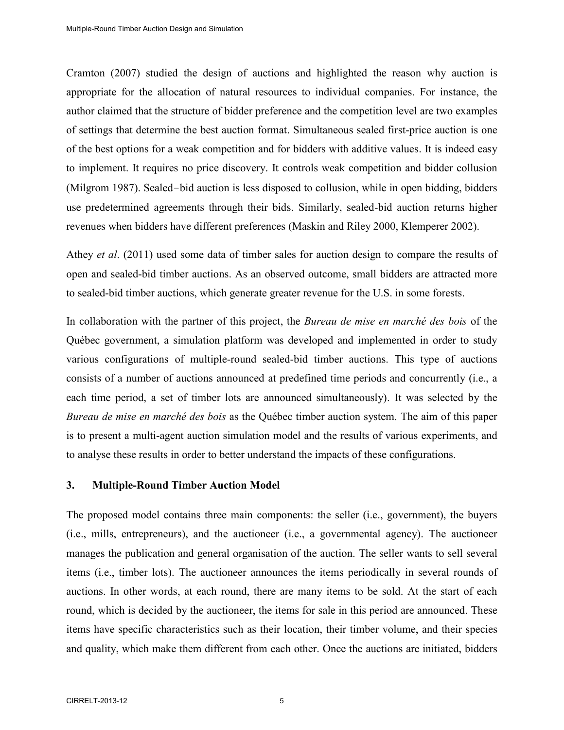Cramton (2007) studied the design of auctions and highlighted the reason why auction is appropriate for the allocation of natural resources to individual companies. For instance, the author claimed that the structure of bidder preference and the competition level are two examples of settings that determine the best auction format. Simultaneous sealed first-price auction is one of the best options for a weak competition and for bidders with additive values. It is indeed easy to implement. It requires no price discovery. It controls weak competition and bidder collusion (Milgrom 1987). Sealed–bid auction is less disposed to collusion, while in open bidding, bidders use predetermined agreements through their bids. Similarly, sealed-bid auction returns higher revenues when bidders have different preferences (Maskin and Riley 2000, Klemperer 2002).

Athey *et al*. (2011) used some data of timber sales for auction design to compare the results of open and sealed-bid timber auctions. As an observed outcome, small bidders are attracted more to sealed-bid timber auctions, which generate greater revenue for the U.S. in some forests.

In collaboration with the partner of this project, the *Bureau de mise en marché des bois* of the Québec government, a simulation platform was developed and implemented in order to study various configurations of multiple-round sealed-bid timber auctions. This type of auctions consists of a number of auctions announced at predefined time periods and concurrently (i.e., a each time period, a set of timber lots are announced simultaneously). It was selected by the *Bureau de mise en marché des bois* as the Québec timber auction system. The aim of this paper is to present a multi-agent auction simulation model and the results of various experiments, and to analyse these results in order to better understand the impacts of these configurations.

## 3. Multiple-Round Timber Auction Model

The proposed model contains three main components: the seller (i.e., government), the buyers (i.e., mills, entrepreneurs), and the auctioneer (i.e., a governmental agency). The auctioneer manages the publication and general organisation of the auction. The seller wants to sell several items (i.e., timber lots). The auctioneer announces the items periodically in several rounds of auctions. In other words, at each round, there are many items to be sold. At the start of each round, which is decided by the auctioneer, the items for sale in this period are announced. These items have specific characteristics such as their location, their timber volume, and their species and quality, which make them different from each other. Once the auctions are initiated, bidders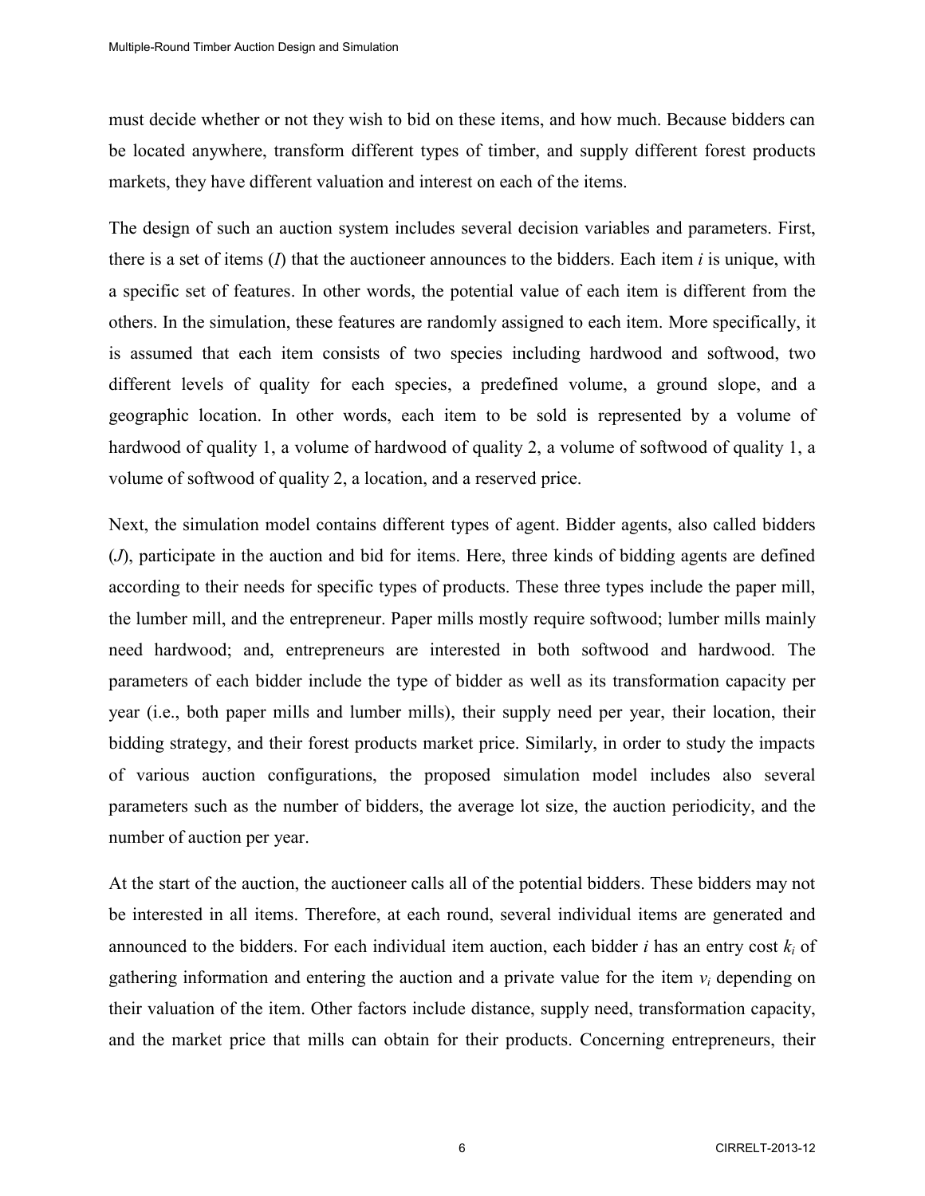must decide whether or not they wish to bid on these items, and how much. Because bidders can be located anywhere, transform different types of timber, and supply different forest products markets, they have different valuation and interest on each of the items.

The design of such an auction system includes several decision variables and parameters. First, there is a set of items ($I$) that the auctioneer announces to the bidders. Each item $i$ is unique, with a specific set of features. In other words, the potential value of each item is different from the others. In the simulation, these features are randomly assigned to each item. More specifically, it is assumed that each item consists of two species including hardwood and softwood, two different levels of quality for each species, a predefined volume, a ground slope, and a geographic location. In other words, each item to be sold is represented by a volume of hardwood of quality 1, a volume of hardwood of quality 2, a volume of softwood of quality 1, a volume of softwood of quality 2, a location, and a reserved price.

Next, the simulation model contains different types of agent. Bidder agents, also called bidders ($J$), participate in the auction and bid for items. Here, three kinds of bidding agents are defined according to their needs for specific types of products. These three types include the paper mill, the lumber mill, and the entrepreneur. Paper mills mostly require softwood; lumber mills mainly need hardwood; and, entrepreneurs are interested in both softwood and hardwood. The parameters of each bidder include the type of bidder as well as its transformation capacity per year (i.e., both paper mills and lumber mills), their supply need per year, their location, their bidding strategy, and their forest products market price. Similarly, in order to study the impacts of various auction configurations, the proposed simulation model includes also several parameters such as the number of bidders, the average lot size, the auction periodicity, and the number of auction per year.

At the start of the auction, the auctioneer calls all of the potential bidders. These bidders may not be interested in all items. Therefore, at each round, several individual items are generated and announced to the bidders. For each individual item auction, each bidder $i$ has an entry cost $k_i$ of gathering information and entering the auction and a private value for the item $v_i$ depending on their valuation of the item. Other factors include distance, supply need, transformation capacity, and the market price that mills can obtain for their products. Concerning entrepreneurs, their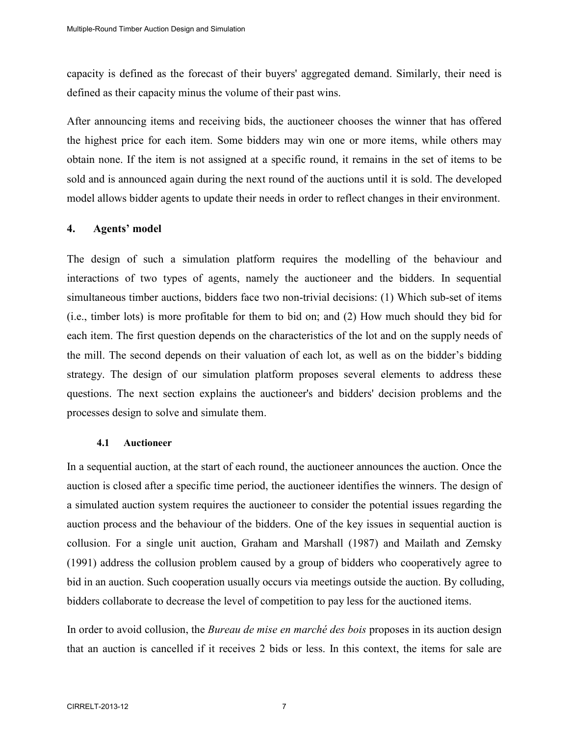capacity is defined as the forecast of their buyers' aggregated demand. Similarly, their need is defined as their capacity minus the volume of their past wins.

After announcing items and receiving bids, the auctioneer chooses the winner that has offered the highest price for each item. Some bidders may win one or more items, while others may obtain none. If the item is not assigned at a specific round, it remains in the set of items to be sold and is announced again during the next round of the auctions until it is sold. The developed model allows bidder agents to update their needs in order to reflect changes in their environment.

## 4. Agents' model

The design of such a simulation platform requires the modelling of the behaviour and interactions of two types of agents, namely the auctioneer and the bidders. In sequential simultaneous timber auctions, bidders face two non-trivial decisions: (1) Which sub-set of items (i.e., timber lots) is more profitable for them to bid on; and (2) How much should they bid for each item. The first question depends on the characteristics of the lot and on the supply needs of the mill. The second depends on their valuation of each lot, as well as on the bidder's bidding strategy. The design of our simulation platform proposes several elements to address these questions. The next section explains the auctioneer's and bidders' decision problems and the processes design to solve and simulate them.

### 4.1 Auctioneer

In a sequential auction, at the start of each round, the auctioneer announces the auction. Once the auction is closed after a specific time period, the auctioneer identifies the winners. The design of a simulated auction system requires the auctioneer to consider the potential issues regarding the auction process and the behaviour of the bidders. One of the key issues in sequential auction is collusion. For a single unit auction, Graham and Marshall (1987) and Mailath and Zemsky (1991) address the collusion problem caused by a group of bidders who cooperatively agree to bid in an auction. Such cooperation usually occurs via meetings outside the auction. By colluding, bidders collaborate to decrease the level of competition to pay less for the auctioned items.

In order to avoid collusion, the *Bureau de mise en marché des bois* proposes in its auction design that an auction is cancelled if it receives 2 bids or less. In this context, the items for sale are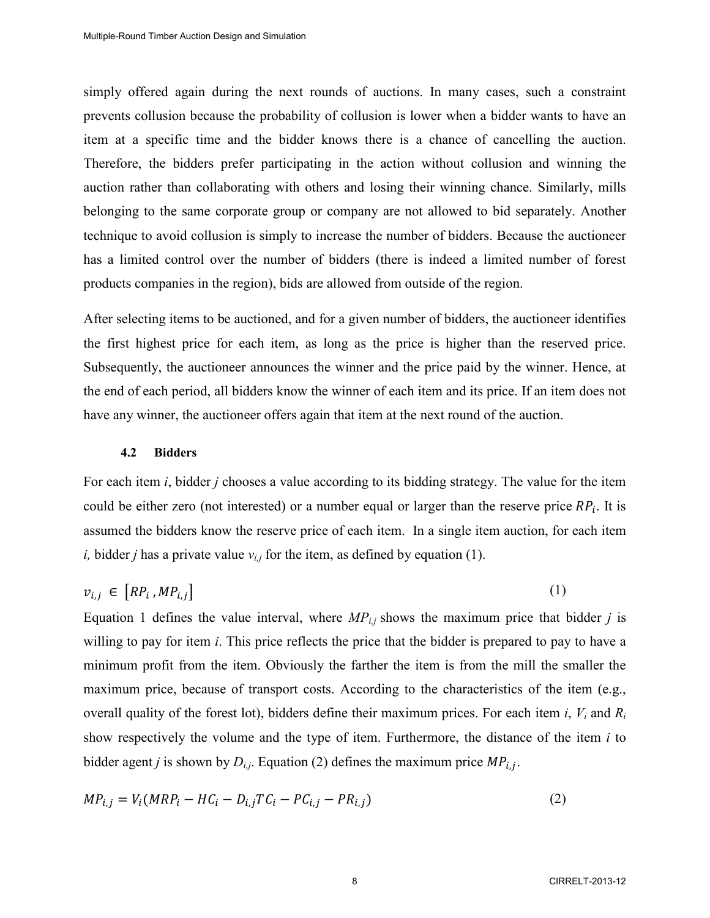simply offered again during the next rounds of auctions. In many cases, such a constraint prevents collusion because the probability of collusion is lower when a bidder wants to have an item at a specific time and the bidder knows there is a chance of cancelling the auction. Therefore, the bidders prefer participating in the action without collusion and winning the auction rather than collaborating with others and losing their winning chance. Similarly, mills belonging to the same corporate group or company are not allowed to bid separately. Another technique to avoid collusion is simply to increase the number of bidders. Because the auctioneer has a limited control over the number of bidders (there is indeed a limited number of forest products companies in the region), bids are allowed from outside of the region.

After selecting items to be auctioned, and for a given number of bidders, the auctioneer identifies the first highest price for each item, as long as the price is higher than the reserved price. Subsequently, the auctioneer announces the winner and the price paid by the winner. Hence, at the end of each period, all bidders know the winner of each item and its price. If an item does not have any winner, the auctioneer offers again that item at the next round of the auction.

### 4.2 Bidders

For each item $i$, bidder $j$ chooses a value according to its bidding strategy. The value for the item could be either zero (not interested) or a number equal or larger than the reserve price $RP_i$. It is assumed the bidders know the reserve price of each item. In a single item auction, for each item $i$, bidder $j$ has a private value $v_{i,j}$ for the item, as defined by equation (1).

$$v_{i,j} \in [RP_i, MP_{i,j}] \tag{1}$$

Equation 1 defines the value interval, where $MP_{i,j}$ shows the maximum price that bidder $j$ is willing to pay for item $i$. This price reflects the price that the bidder is prepared to pay to have a minimum profit from the item. Obviously the farther the item is from the mill the smaller the maximum price, because of transport costs. According to the characteristics of the item (e.g., overall quality of the forest lot), bidders define their maximum prices. For each item $i$, $V_i$ and $R_i$ show respectively the volume and the type of item. Furthermore, the distance of the item $i$ to bidder agent $j$ is shown by $D_{i,j}$. Equation (2) defines the maximum price $MP_{i,j}$.

$$MP_{i,j} = V_i(MRP_i - HC_i - D_{i,j}TC_i - PC_{i,j} - PR_{i,j}) \tag{2}$$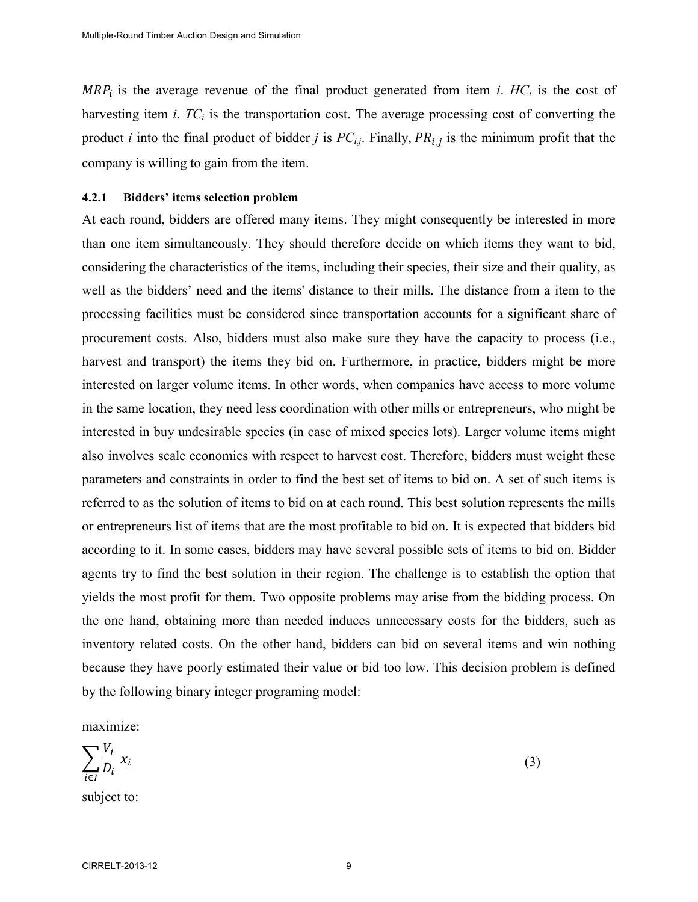$MRP_i$ is the average revenue of the final product generated from item $i$. $HC_i$ is the cost of harvesting item $i$. $TC_i$ is the transportation cost. The average processing cost of converting the product $i$ into the final product of bidder $j$ is $PC_{i,j}$. Finally, $PR_{i,j}$ is the minimum profit that the company is willing to gain from the item.

#### 4.2.1 Bidders' items selection problem

At each round, bidders are offered many items. They might consequently be interested in more than one item simultaneously. They should therefore decide on which items they want to bid, considering the characteristics of the items, including their species, their size and their quality, as well as the bidders' need and the items' distance to their mills. The distance from a item to the processing facilities must be considered since transportation accounts for a significant share of procurement costs. Also, bidders must also make sure they have the capacity to process (i.e., harvest and transport) the items they bid on. Furthermore, in practice, bidders might be more interested on larger volume items. In other words, when companies have access to more volume in the same location, they need less coordination with other mills or entrepreneurs, who might be interested in buy undesirable species (in case of mixed species lots). Larger volume items might also involves scale economies with respect to harvest cost. Therefore, bidders must weight these parameters and constraints in order to find the best set of items to bid on. A set of such items is referred to as the solution of items to bid on at each round. This best solution represents the mills or entrepreneurs list of items that are the most profitable to bid on. It is expected that bidders bid according to it. In some cases, bidders may have several possible sets of items to bid on. Bidder agents try to find the best solution in their region. The challenge is to establish the option that yields the most profit for them. Two opposite problems may arise from the bidding process. On the one hand, obtaining more than needed induces unnecessary costs for the bidders, such as inventory related costs. On the other hand, bidders can bid on several items and win nothing because they have poorly estimated their value or bid too low. This decision problem is defined by the following binary integer programing model:

maximize:

$$\sum_{i \in I} \frac{V_i}{D_i} x_i \tag{3}$$

subject to: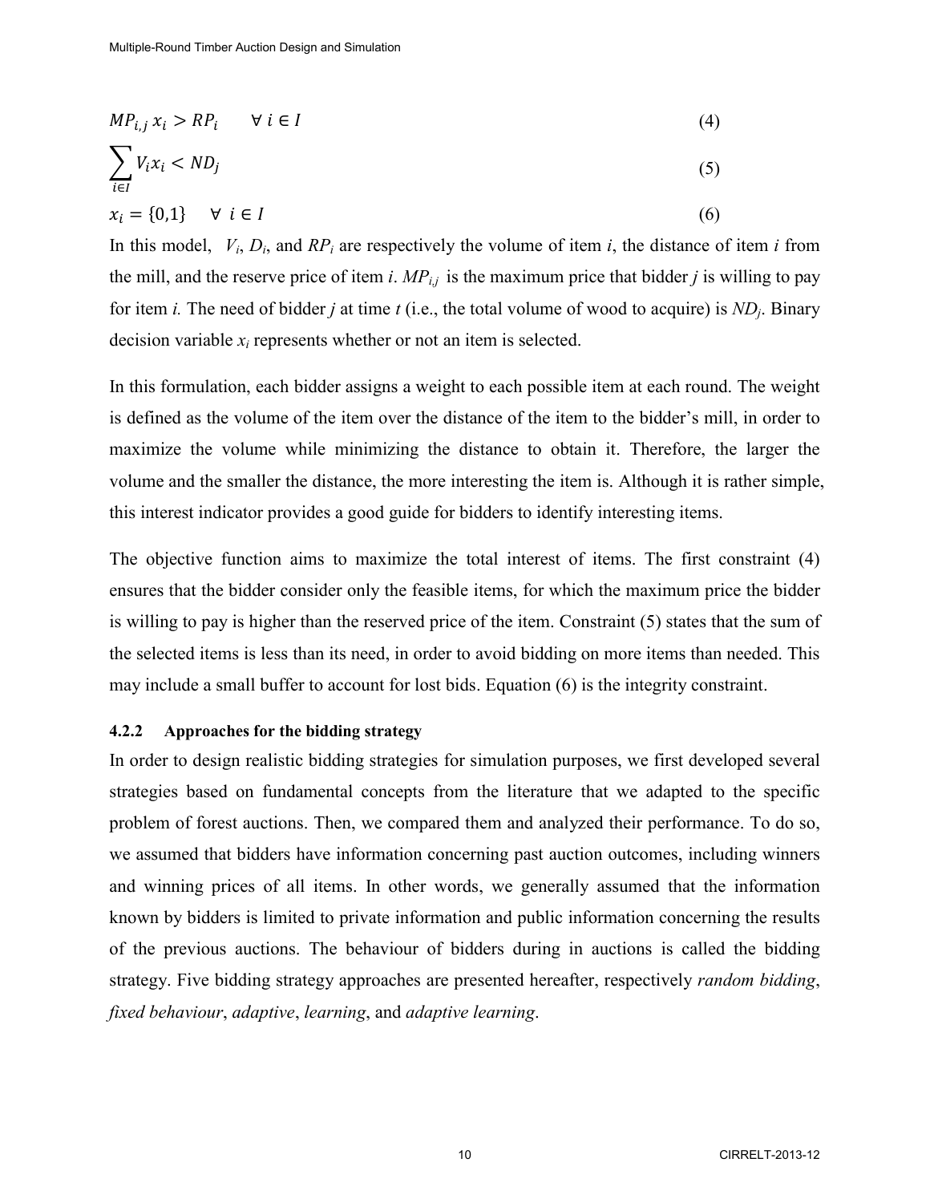$$MP_{i,j}\, x_i > RP_i \qquad \forall\, i \in I \tag{4}$$

$$\sum_{i \in I} V_i x_i < ND_j \tag{5}$$

$$x_i = \{0,1\} \quad \forall\ i \in I \tag{6}$$

In this model, $V_i$, $D_i$, and $RP_i$ are respectively the volume of item *i*, the distance of item *i* from the mill, and the reserve price of item *i*. $MP_{i,j}$ is the maximum price that bidder *j* is willing to pay for item *i.* The need of bidder *j* at time *t* (i.e., the total volume of wood to acquire) is $ND_j$. Binary decision variable $x_i$ represents whether or not an item is selected.

In this formulation, each bidder assigns a weight to each possible item at each round. The weight is defined as the volume of the item over the distance of the item to the bidder's mill, in order to maximize the volume while minimizing the distance to obtain it. Therefore, the larger the volume and the smaller the distance, the more interesting the item is. Although it is rather simple, this interest indicator provides a good guide for bidders to identify interesting items.

The objective function aims to maximize the total interest of items. The first constraint (4) ensures that the bidder consider only the feasible items, for which the maximum price the bidder is willing to pay is higher than the reserved price of the item. Constraint (5) states that the sum of the selected items is less than its need, in order to avoid bidding on more items than needed. This may include a small buffer to account for lost bids. Equation (6) is the integrity constraint.

### 4.2.2 Approaches for the bidding strategy

In order to design realistic bidding strategies for simulation purposes, we first developed several strategies based on fundamental concepts from the literature that we adapted to the specific problem of forest auctions. Then, we compared them and analyzed their performance. To do so, we assumed that bidders have information concerning past auction outcomes, including winners and winning prices of all items. In other words, we generally assumed that the information known by bidders is limited to private information and public information concerning the results of the previous auctions. The behaviour of bidders during in auctions is called the bidding strategy. Five bidding strategy approaches are presented hereafter, respectively *random bidding*, *fixed behaviour*, *adaptive*, *learning*, and *adaptive learning*.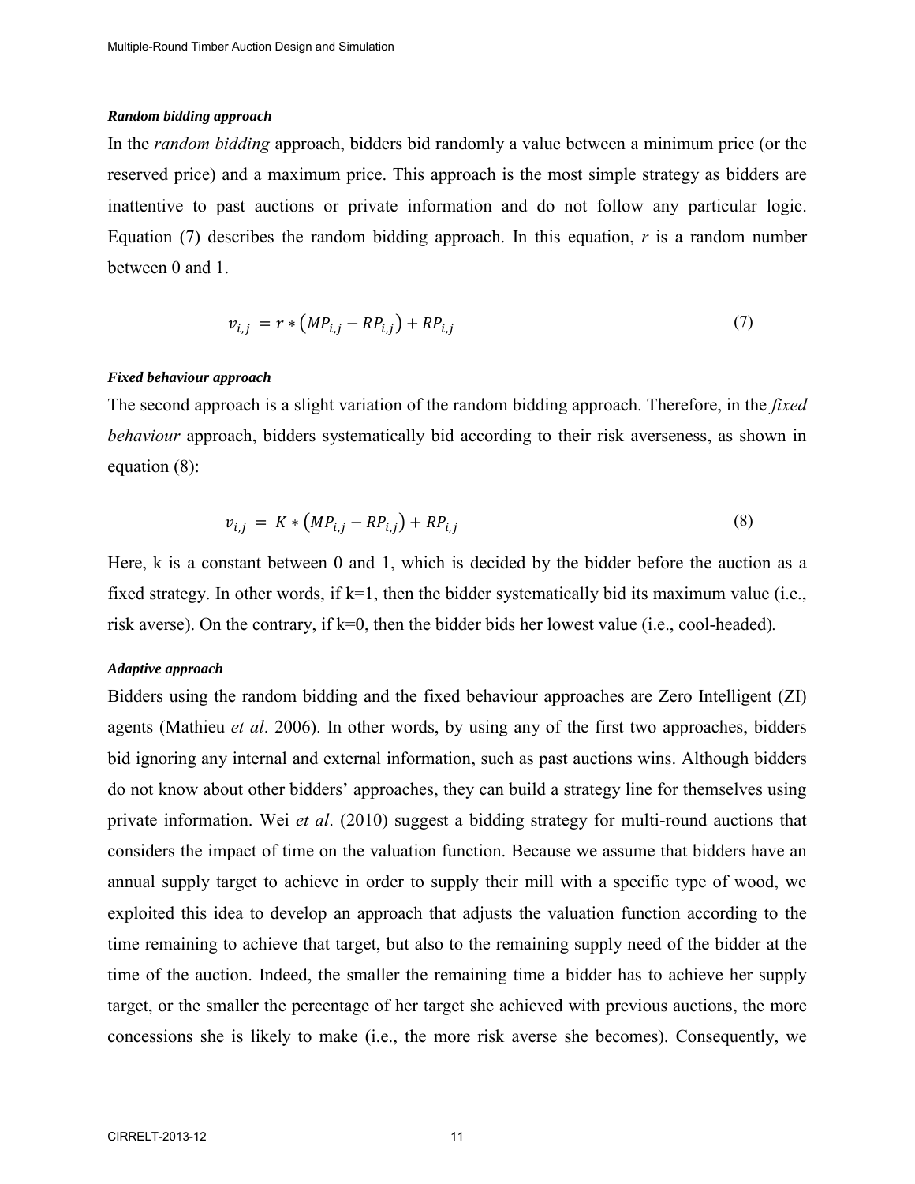***Random bidding approach***

In the *random bidding* approach, bidders bid randomly a value between a minimum price (or the reserved price) and a maximum price. This approach is the most simple strategy as bidders are inattentive to past auctions or private information and do not follow any particular logic. Equation (7) describes the random bidding approach. In this equation, $r$ is a random number between 0 and 1.

$$v_{i,j} = r * \left(MP_{i,j} - RP_{i,j}\right) + RP_{i,j} \tag{7}$$

***Fixed behaviour approach***

The second approach is a slight variation of the random bidding approach. Therefore, in the *fixed behaviour* approach, bidders systematically bid according to their risk averseness, as shown in equation (8):

$$v_{i,j} = K * \left(MP_{i,j} - RP_{i,j}\right) + RP_{i,j} \tag{8}$$

Here, k is a constant between 0 and 1, which is decided by the bidder before the auction as a fixed strategy. In other words, if k=1, then the bidder systematically bid its maximum value (i.e., risk averse). On the contrary, if k=0, then the bidder bids her lowest value (i.e., cool-headed).

***Adaptive approach***

Bidders using the random bidding and the fixed behaviour approaches are Zero Intelligent (ZI) agents (Mathieu *et al*. 2006). In other words, by using any of the first two approaches, bidders bid ignoring any internal and external information, such as past auctions wins. Although bidders do not know about other bidders' approaches, they can build a strategy line for themselves using private information. Wei *et al*. (2010) suggest a bidding strategy for multi-round auctions that considers the impact of time on the valuation function. Because we assume that bidders have an annual supply target to achieve in order to supply their mill with a specific type of wood, we exploited this idea to develop an approach that adjusts the valuation function according to the time remaining to achieve that target, but also to the remaining supply need of the bidder at the time of the auction. Indeed, the smaller the remaining time a bidder has to achieve her supply target, or the smaller the percentage of her target she achieved with previous auctions, the more concessions she is likely to make (i.e., the more risk averse she becomes). Consequently, we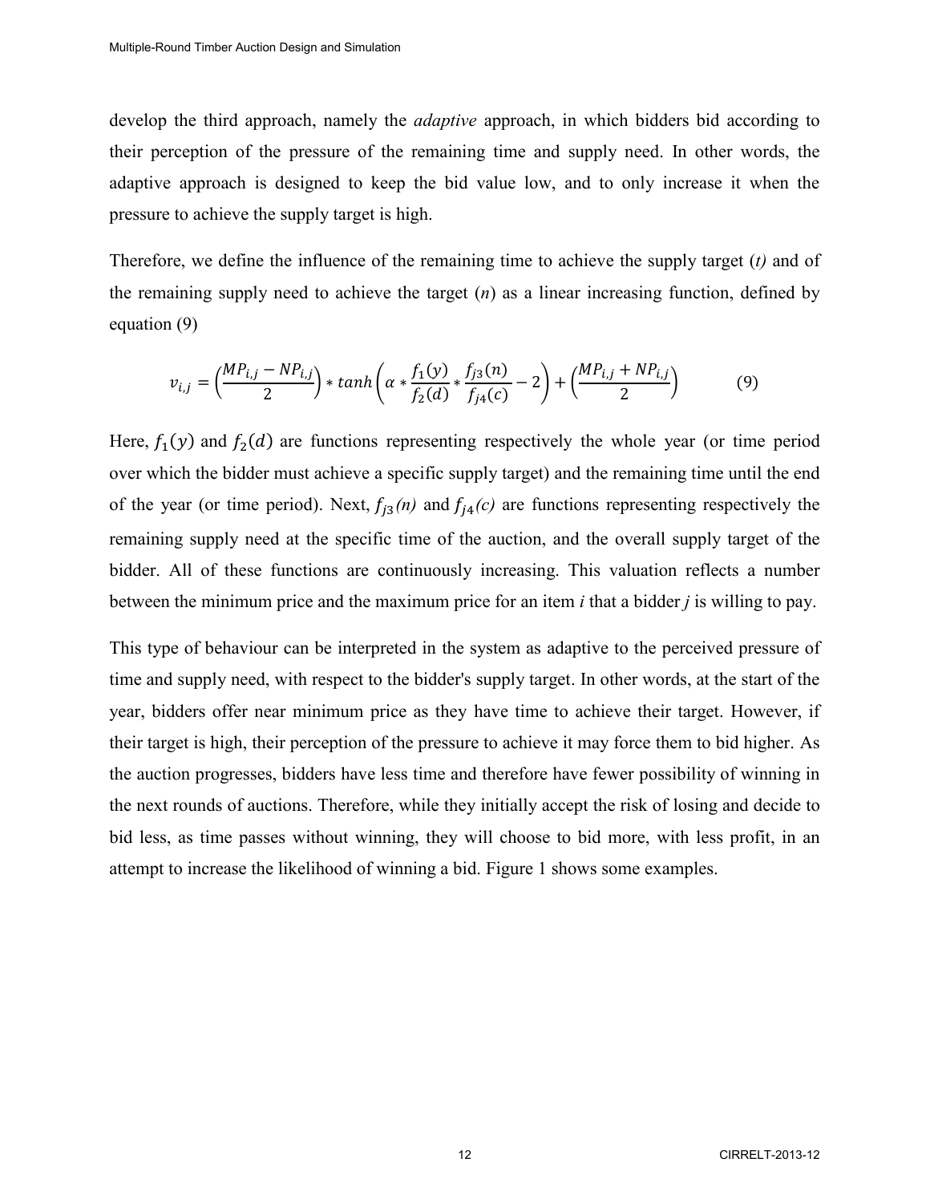develop the third approach, namely the *adaptive* approach, in which bidders bid according to their perception of the pressure of the remaining time and supply need. In other words, the adaptive approach is designed to keep the bid value low, and to only increase it when the pressure to achieve the supply target is high.

Therefore, we define the influence of the remaining time to achieve the supply target (*t)* and of the remaining supply need to achieve the target (*n*) as a linear increasing function, defined by equation (9)

$$v_{i,j} = \left(\frac{MP_{i,j} - NP_{i,j}}{2}\right) * tanh\left(\alpha * \frac{f_1(y)}{f_2(d)} * \frac{f_{j3}(n)}{f_{j4}(c)} - 2\right) + \left(\frac{MP_{i,j} + NP_{i,j}}{2}\right) \qquad (9)$$

Here, $f_1(y)$ and $f_2(d)$ are functions representing respectively the whole year (or time period over which the bidder must achieve a specific supply target) and the remaining time until the end of the year (or time period). Next, $f_{j3}(n)$ and $f_{j4}(c)$ are functions representing respectively the remaining supply need at the specific time of the auction, and the overall supply target of the bidder. All of these functions are continuously increasing. This valuation reflects a number between the minimum price and the maximum price for an item *i* that a bidder *j* is willing to pay.

This type of behaviour can be interpreted in the system as adaptive to the perceived pressure of time and supply need, with respect to the bidder's supply target. In other words, at the start of the year, bidders offer near minimum price as they have time to achieve their target. However, if their target is high, their perception of the pressure to achieve it may force them to bid higher. As the auction progresses, bidders have less time and therefore have fewer possibility of winning in the next rounds of auctions. Therefore, while they initially accept the risk of losing and decide to bid less, as time passes without winning, they will choose to bid more, with less profit, in an attempt to increase the likelihood of winning a bid. Figure 1 shows some examples.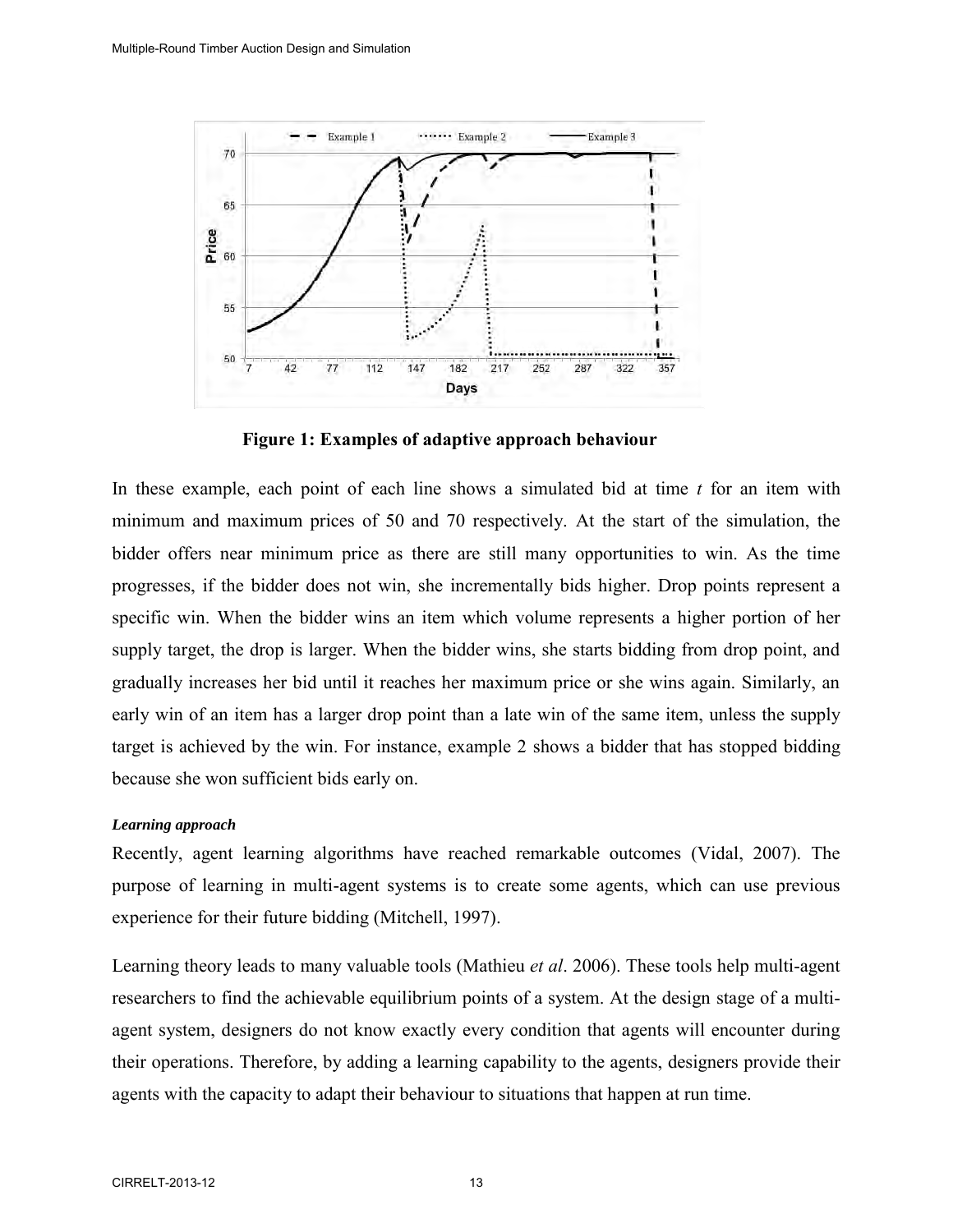**Figure 1: Examples of adaptive approach behaviour**

In these example, each point of each line shows a simulated bid at time *t* for an item with minimum and maximum prices of 50 and 70 respectively. At the start of the simulation, the bidder offers near minimum price as there are still many opportunities to win. As the time progresses, if the bidder does not win, she incrementally bids higher. Drop points represent a specific win. When the bidder wins an item which volume represents a higher portion of her supply target, the drop is larger. When the bidder wins, she starts bidding from drop point, and gradually increases her bid until it reaches her maximum price or she wins again. Similarly, an early win of an item has a larger drop point than a late win of the same item, unless the supply target is achieved by the win. For instance, example 2 shows a bidder that has stopped bidding because she won sufficient bids early on.

***Learning approach***

Recently, agent learning algorithms have reached remarkable outcomes (Vidal, 2007). The purpose of learning in multi-agent systems is to create some agents, which can use previous experience for their future bidding (Mitchell, 1997).

Learning theory leads to many valuable tools (Mathieu *et al*. 2006). These tools help multi-agent researchers to find the achievable equilibrium points of a system. At the design stage of a multi-agent system, designers do not know exactly every condition that agents will encounter during their operations. Therefore, by adding a learning capability to the agents, designers provide their agents with the capacity to adapt their behaviour to situations that happen at run time.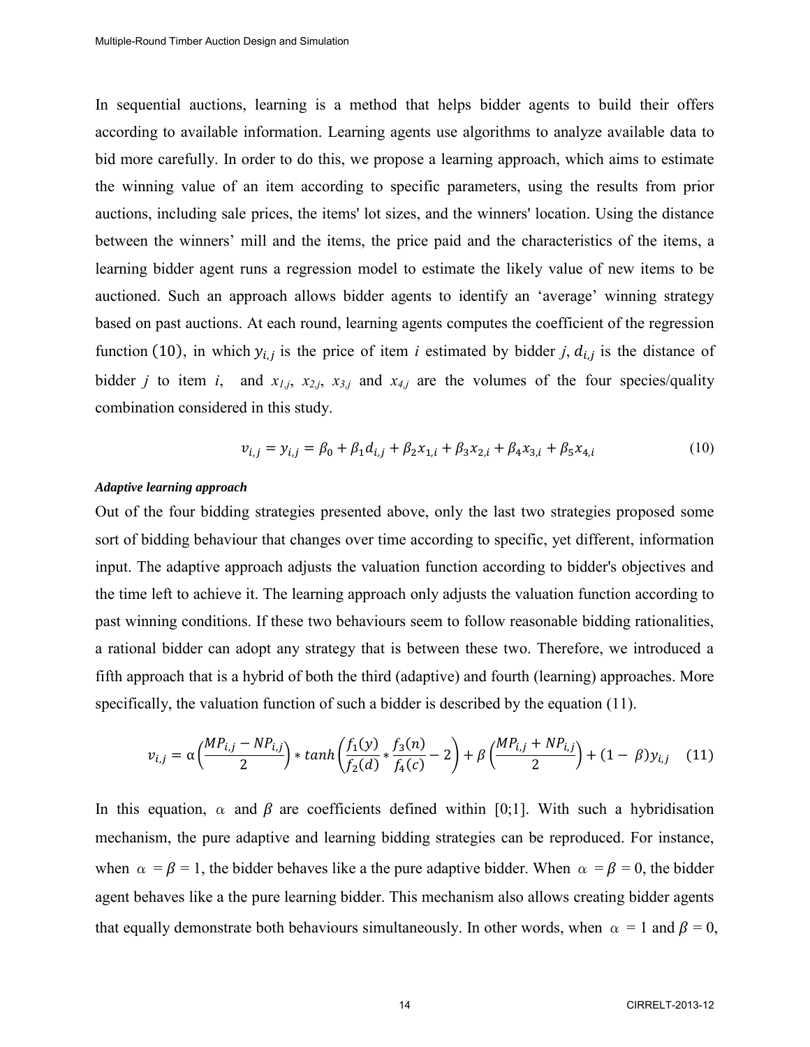In sequential auctions, learning is a method that helps bidder agents to build their offers according to available information. Learning agents use algorithms to analyze available data to bid more carefully. In order to do this, we propose a learning approach, which aims to estimate the winning value of an item according to specific parameters, using the results from prior auctions, including sale prices, the items' lot sizes, and the winners' location. Using the distance between the winners' mill and the items, the price paid and the characteristics of the items, a learning bidder agent runs a regression model to estimate the likely value of new items to be auctioned. Such an approach allows bidder agents to identify an 'average' winning strategy based on past auctions. At each round, learning agents computes the coefficient of the regression function (10), in which $y_{i,j}$ is the price of item *i* estimated by bidder *j*, $d_{i,j}$ is the distance of bidder *j* to item *i*, and $x_{1,j}$, $x_{2,j}$, $x_{3,j}$ and $x_{4,j}$ are the volumes of the four species/quality combination considered in this study.

$$v_{i,j} = y_{i,j} = \beta_0 + \beta_1 d_{i,j} + \beta_2 x_{1,i} + \beta_3 x_{2,i} + \beta_4 x_{3,i} + \beta_5 x_{4,i} \tag{10}$$

***Adaptive learning approach***

Out of the four bidding strategies presented above, only the last two strategies proposed some sort of bidding behaviour that changes over time according to specific, yet different, information input. The adaptive approach adjusts the valuation function according to bidder's objectives and the time left to achieve it. The learning approach only adjusts the valuation function according to past winning conditions. If these two behaviours seem to follow reasonable bidding rationalities, a rational bidder can adopt any strategy that is between these two. Therefore, we introduced a fifth approach that is a hybrid of both the third (adaptive) and fourth (learning) approaches. More specifically, the valuation function of such a bidder is described by the equation (11).

$$v_{i,j} = \alpha\left(\frac{MP_{i,j} - NP_{i,j}}{2}\right) * tanh\left(\frac{f_1(y)}{f_2(d)} * \frac{f_3(n)}{f_4(c)} - 2\right) + \beta\left(\frac{MP_{i,j} + NP_{i,j}}{2}\right) + (1 - \beta)y_{i,j} \tag{11}$$

In this equation, $\alpha$ and $\beta$ are coefficients defined within [0;1]. With such a hybridisation mechanism, the pure adaptive and learning bidding strategies can be reproduced. For instance, when $\alpha = \beta = 1$, the bidder behaves like a the pure adaptive bidder. When $\alpha = \beta = 0$, the bidder agent behaves like a the pure learning bidder. This mechanism also allows creating bidder agents that equally demonstrate both behaviours simultaneously. In other words, when $\alpha = 1$ and $\beta = 0$,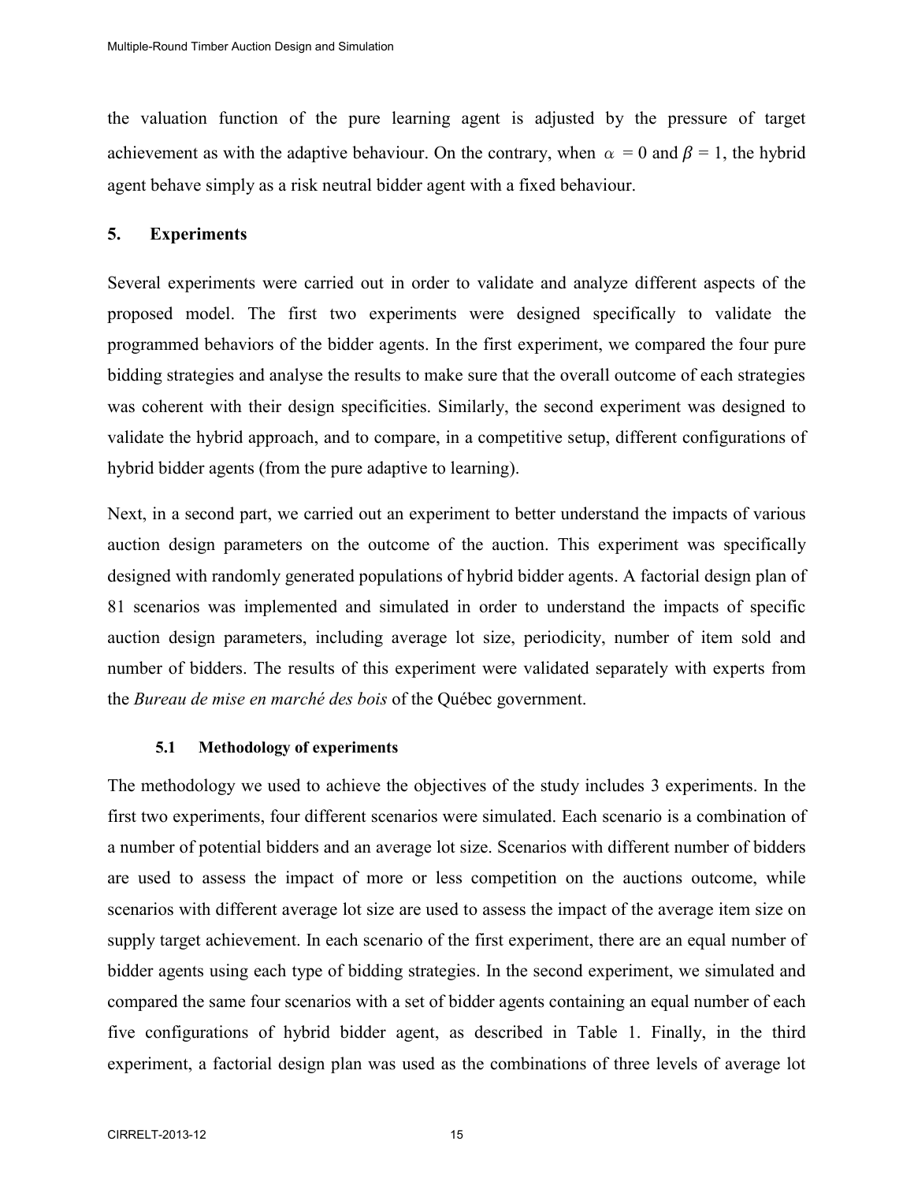the valuation function of the pure learning agent is adjusted by the pressure of target achievement as with the adaptive behaviour. On the contrary, when $\alpha = 0$ and $\beta = 1$, the hybrid agent behave simply as a risk neutral bidder agent with a fixed behaviour.

## 5. Experiments

Several experiments were carried out in order to validate and analyze different aspects of the proposed model. The first two experiments were designed specifically to validate the programmed behaviors of the bidder agents. In the first experiment, we compared the four pure bidding strategies and analyse the results to make sure that the overall outcome of each strategies was coherent with their design specificities. Similarly, the second experiment was designed to validate the hybrid approach, and to compare, in a competitive setup, different configurations of hybrid bidder agents (from the pure adaptive to learning).

Next, in a second part, we carried out an experiment to better understand the impacts of various auction design parameters on the outcome of the auction. This experiment was specifically designed with randomly generated populations of hybrid bidder agents. A factorial design plan of 81 scenarios was implemented and simulated in order to understand the impacts of specific auction design parameters, including average lot size, periodicity, number of item sold and number of bidders. The results of this experiment were validated separately with experts from the *Bureau de mise en marché des bois* of the Québec government.

### 5.1 Methodology of experiments

The methodology we used to achieve the objectives of the study includes 3 experiments. In the first two experiments, four different scenarios were simulated. Each scenario is a combination of a number of potential bidders and an average lot size. Scenarios with different number of bidders are used to assess the impact of more or less competition on the auctions outcome, while scenarios with different average lot size are used to assess the impact of the average item size on supply target achievement. In each scenario of the first experiment, there are an equal number of bidder agents using each type of bidding strategies. In the second experiment, we simulated and compared the same four scenarios with a set of bidder agents containing an equal number of each five configurations of hybrid bidder agent, as described in Table 1. Finally, in the third experiment, a factorial design plan was used as the combinations of three levels of average lot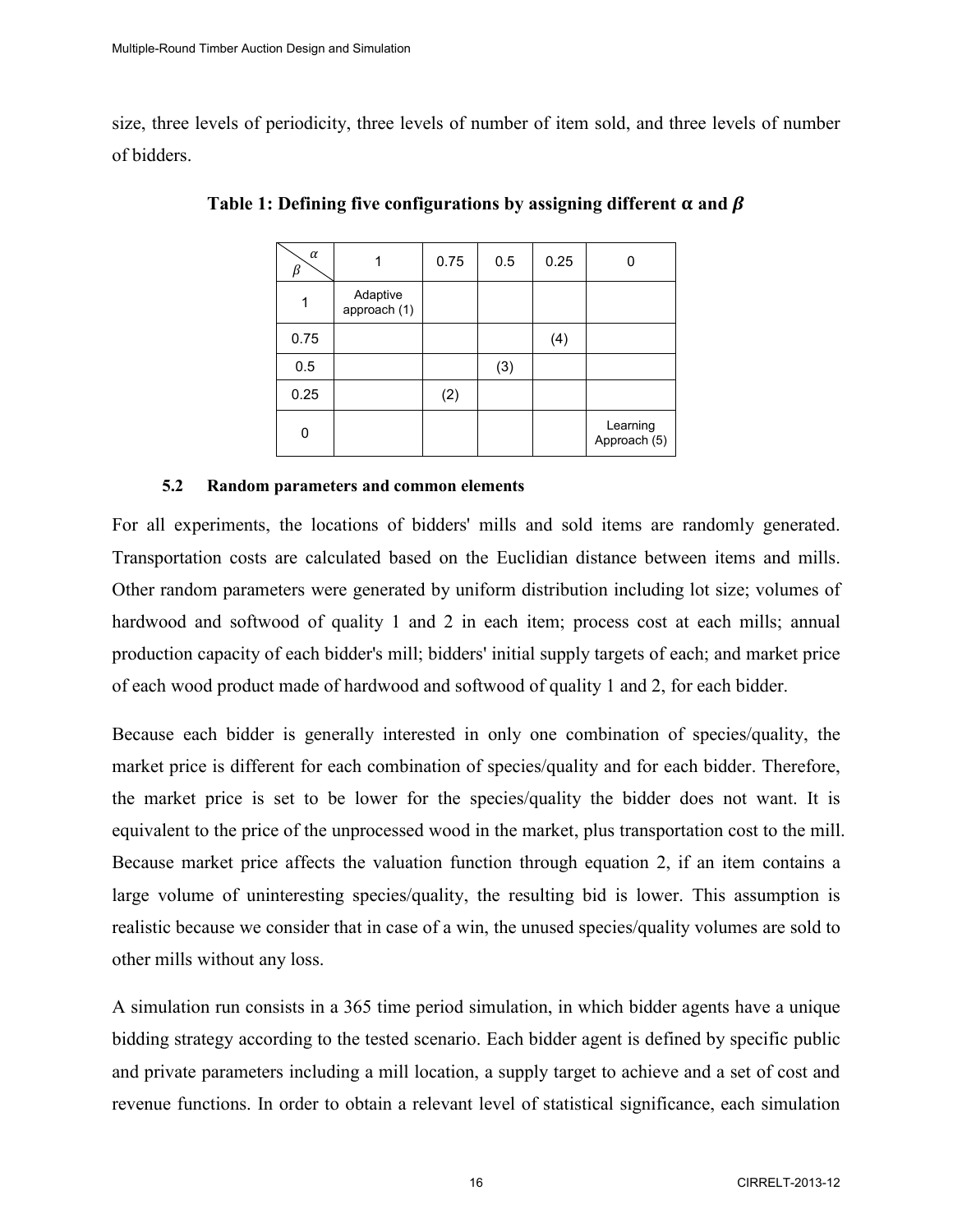size, three levels of periodicity, three levels of number of item sold, and three levels of number of bidders.

**Table 1: Defining five configurations by assigning different $\alpha$ and $\beta$**

| $\beta$ \ $\alpha$ | 1 | 0.75 | 0.5 | 0.25 | 0 |
|---|---|---|---|---|---|
| 1 | Adaptive approach (1) | | | | |
| 0.75 | | | | (4) | |
| 0.5 | | | (3) | | |
| 0.25 | | (2) | | | |
| 0 | | | | | Learning Approach (5) |

### 5.2 Random parameters and common elements

For all experiments, the locations of bidders' mills and sold items are randomly generated. Transportation costs are calculated based on the Euclidian distance between items and mills. Other random parameters were generated by uniform distribution including lot size; volumes of hardwood and softwood of quality 1 and 2 in each item; process cost at each mills; annual production capacity of each bidder's mill; bidders' initial supply targets of each; and market price of each wood product made of hardwood and softwood of quality 1 and 2, for each bidder.

Because each bidder is generally interested in only one combination of species/quality, the market price is different for each combination of species/quality and for each bidder. Therefore, the market price is set to be lower for the species/quality the bidder does not want. It is equivalent to the price of the unprocessed wood in the market, plus transportation cost to the mill. Because market price affects the valuation function through equation 2, if an item contains a large volume of uninteresting species/quality, the resulting bid is lower. This assumption is realistic because we consider that in case of a win, the unused species/quality volumes are sold to other mills without any loss.

A simulation run consists in a 365 time period simulation, in which bidder agents have a unique bidding strategy according to the tested scenario. Each bidder agent is defined by specific public and private parameters including a mill location, a supply target to achieve and a set of cost and revenue functions. In order to obtain a relevant level of statistical significance, each simulation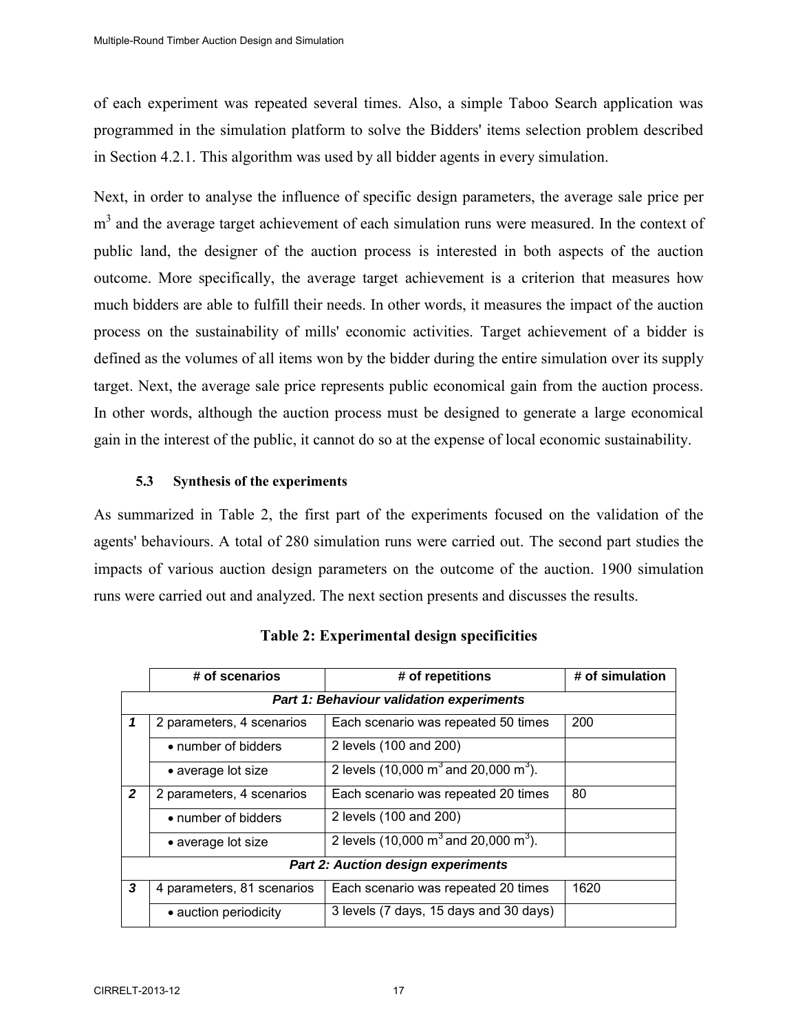of each experiment was repeated several times. Also, a simple Taboo Search application was programmed in the simulation platform to solve the Bidders' items selection problem described in Section 4.2.1. This algorithm was used by all bidder agents in every simulation.

Next, in order to analyse the influence of specific design parameters, the average sale price per $m^3$ and the average target achievement of each simulation runs were measured. In the context of public land, the designer of the auction process is interested in both aspects of the auction outcome. More specifically, the average target achievement is a criterion that measures how much bidders are able to fulfill their needs. In other words, it measures the impact of the auction process on the sustainability of mills' economic activities. Target achievement of a bidder is defined as the volumes of all items won by the bidder during the entire simulation over its supply target. Next, the average sale price represents public economical gain from the auction process. In other words, although the auction process must be designed to generate a large economical gain in the interest of the public, it cannot do so at the expense of local economic sustainability.

### 5.3 Synthesis of the experiments

As summarized in Table 2, the first part of the experiments focused on the validation of the agents' behaviours. A total of 280 simulation runs were carried out. The second part studies the impacts of various auction design parameters on the outcome of the auction. 1900 simulation runs were carried out and analyzed. The next section presents and discusses the results.

**Table 2: Experimental design specificities**

| | # of scenarios | # of repetitions | # of simulation |
|---|---|---|---|
| ***Part 1: Behaviour validation experiments*** | | | |
| ***1*** | 2 parameters, 4 scenarios | Each scenario was repeated 50 times | 200 |
| | • number of bidders | 2 levels (100 and 200) | |
| | • average lot size | 2 levels (10,000 $m^3$ and 20,000 $m^3$). | |
| ***2*** | 2 parameters, 4 scenarios | Each scenario was repeated 20 times | 80 |
| | • number of bidders | 2 levels (100 and 200) | |
| | • average lot size | 2 levels (10,000 $m^3$ and 20,000 $m^3$). | |
| ***Part 2: Auction design experiments*** | | | |
| ***3*** | 4 parameters, 81 scenarios | Each scenario was repeated 20 times | 1620 |
| | • auction periodicity | 3 levels (7 days, 15 days and 30 days) | |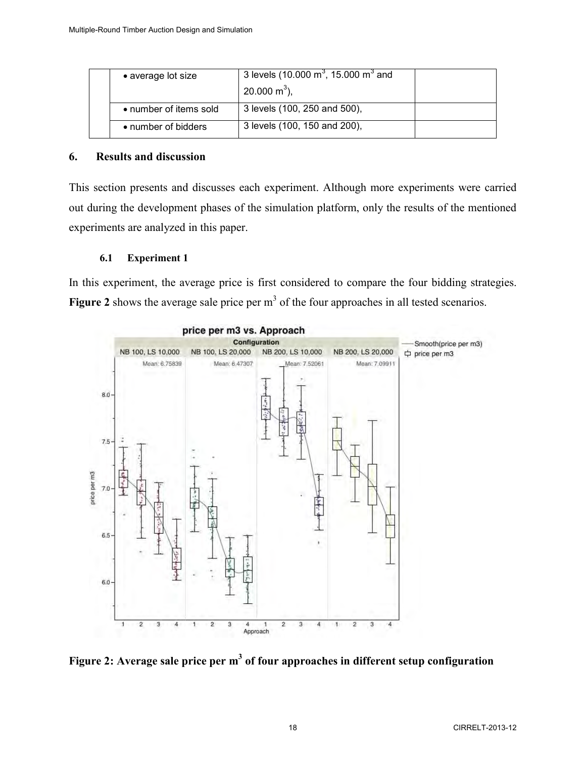|  | • average lot size | 3 levels (10.000 $m^3$, 15.000 $m^3$ and 20.000 $m^3$), |  |
| --- | --- | --- | --- |
|  | • number of items sold | 3 levels (100, 250 and 500), |  |
|  | • number of bidders | 3 levels (100, 150 and 200), |  |

## 6. Results and discussion

This section presents and discusses each experiment. Although more experiments were carried out during the development phases of the simulation platform, only the results of the mentioned experiments are analyzed in this paper.

### 6.1 Experiment 1

In this experiment, the average price is first considered to compare the four bidding strategies. **Figure 2** shows the average sale price per $m^3$ of the four approaches in all tested scenarios.

**Figure 2: Average sale price per $m^3$ of four approaches in different setup configuration**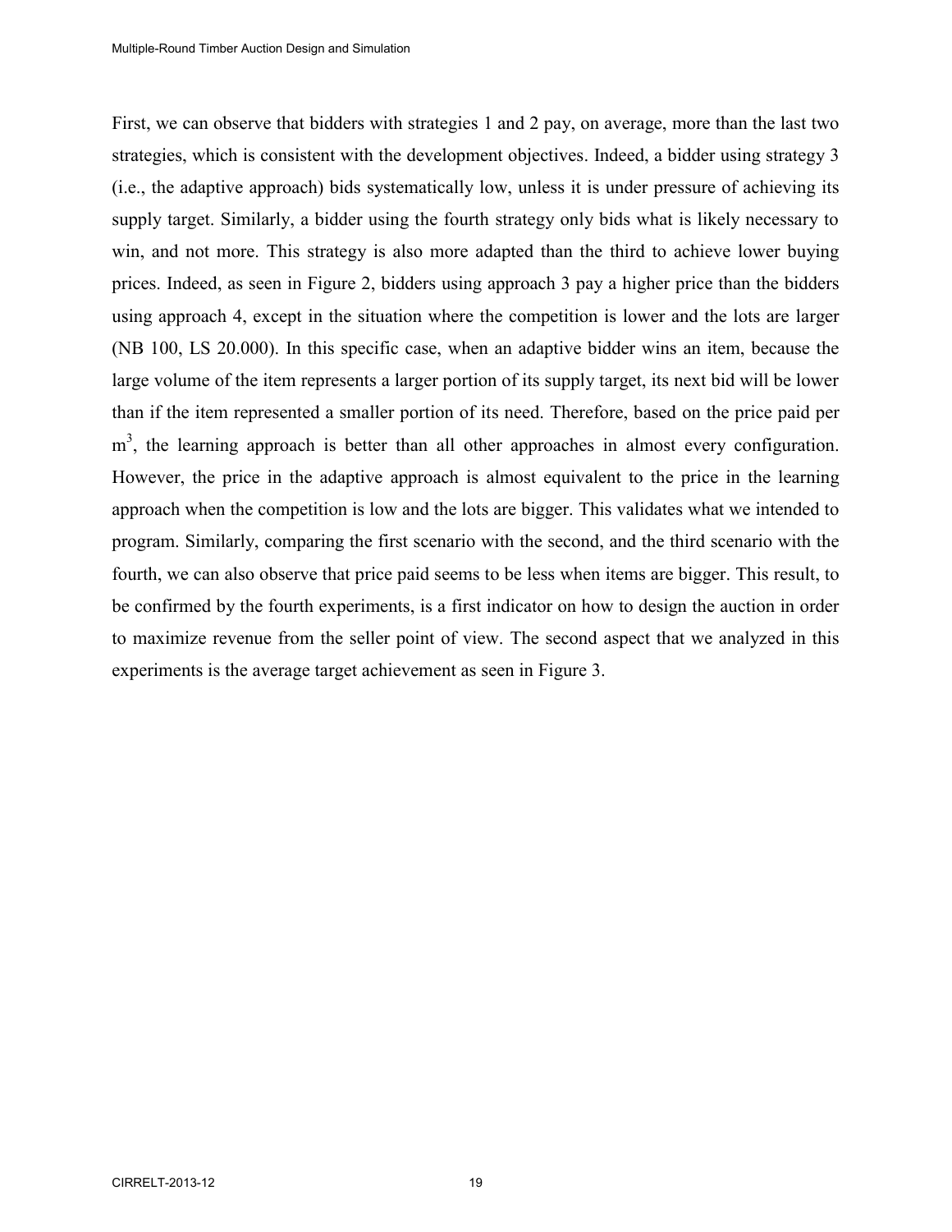First, we can observe that bidders with strategies 1 and 2 pay, on average, more than the last two strategies, which is consistent with the development objectives. Indeed, a bidder using strategy 3 (i.e., the adaptive approach) bids systematically low, unless it is under pressure of achieving its supply target. Similarly, a bidder using the fourth strategy only bids what is likely necessary to win, and not more. This strategy is also more adapted than the third to achieve lower buying prices. Indeed, as seen in Figure 2, bidders using approach 3 pay a higher price than the bidders using approach 4, except in the situation where the competition is lower and the lots are larger (NB 100, LS 20.000). In this specific case, when an adaptive bidder wins an item, because the large volume of the item represents a larger portion of its supply target, its next bid will be lower than if the item represented a smaller portion of its need. Therefore, based on the price paid per $m^3$, the learning approach is better than all other approaches in almost every configuration. However, the price in the adaptive approach is almost equivalent to the price in the learning approach when the competition is low and the lots are bigger. This validates what we intended to program. Similarly, comparing the first scenario with the second, and the third scenario with the fourth, we can also observe that price paid seems to be less when items are bigger. This result, to be confirmed by the fourth experiments, is a first indicator on how to design the auction in order to maximize revenue from the seller point of view. The second aspect that we analyzed in this experiments is the average target achievement as seen in Figure 3.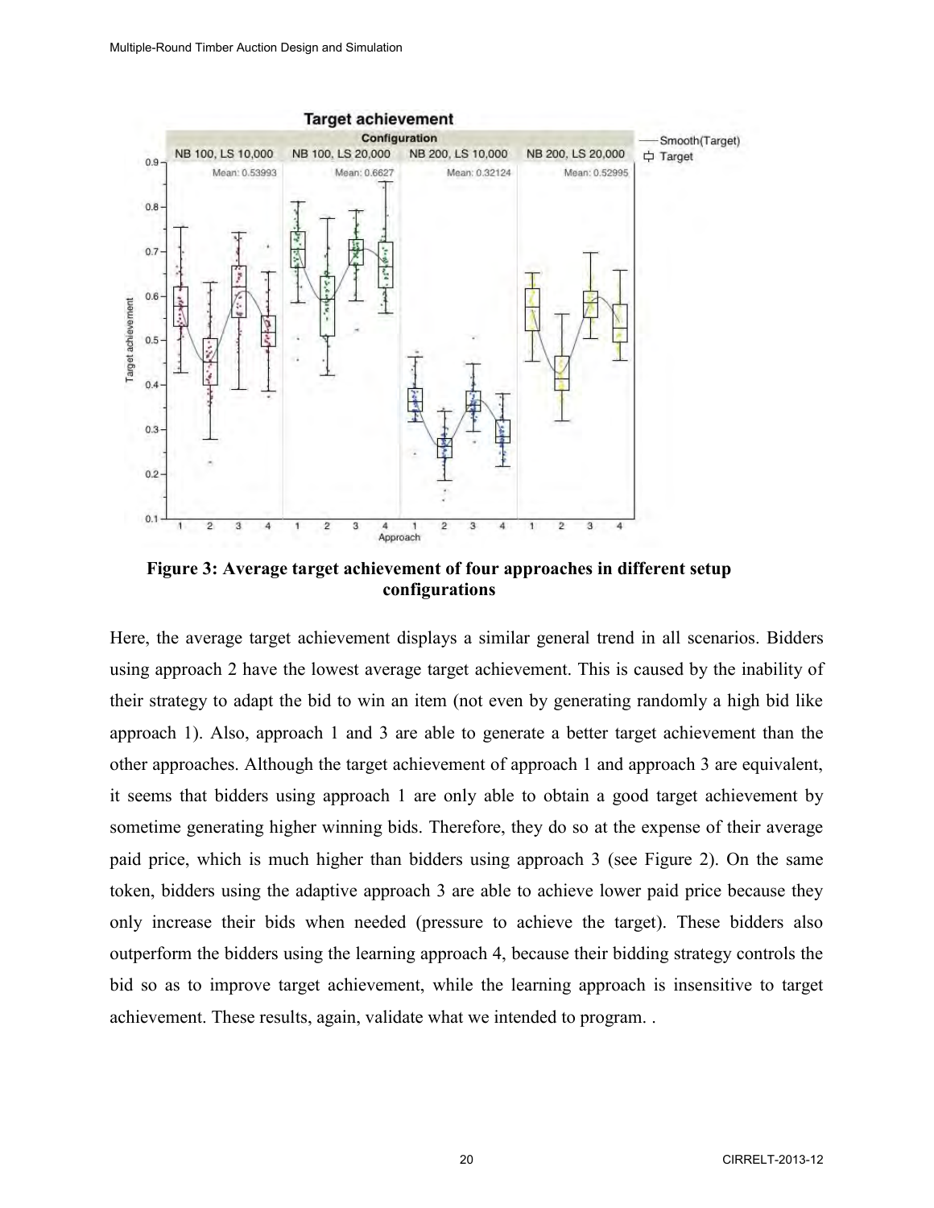**Figure 3: Average target achievement of four approaches in different setup configurations**

Here, the average target achievement displays a similar general trend in all scenarios. Bidders using approach 2 have the lowest average target achievement. This is caused by the inability of their strategy to adapt the bid to win an item (not even by generating randomly a high bid like approach 1). Also, approach 1 and 3 are able to generate a better target achievement than the other approaches. Although the target achievement of approach 1 and approach 3 are equivalent, it seems that bidders using approach 1 are only able to obtain a good target achievement by sometime generating higher winning bids. Therefore, they do so at the expense of their average paid price, which is much higher than bidders using approach 3 (see Figure 2). On the same token, bidders using the adaptive approach 3 are able to achieve lower paid price because they only increase their bids when needed (pressure to achieve the target). These bidders also outperform the bidders using the learning approach 4, because their bidding strategy controls the bid so as to improve target achievement, while the learning approach is insensitive to target achievement. These results, again, validate what we intended to program. .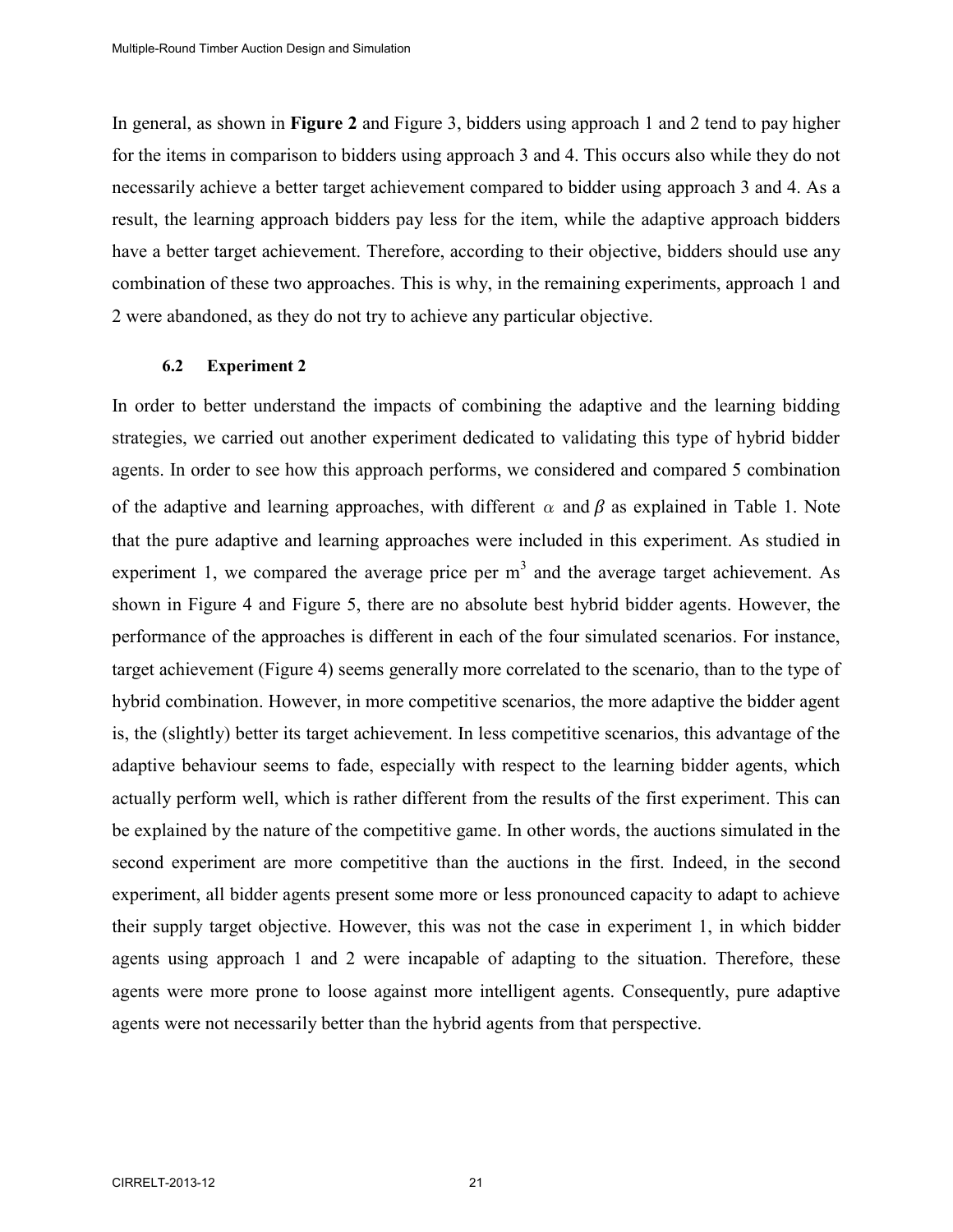In general, as shown in **Figure 2** and Figure 3, bidders using approach 1 and 2 tend to pay higher for the items in comparison to bidders using approach 3 and 4. This occurs also while they do not necessarily achieve a better target achievement compared to bidder using approach 3 and 4. As a result, the learning approach bidders pay less for the item, while the adaptive approach bidders have a better target achievement. Therefore, according to their objective, bidders should use any combination of these two approaches. This is why, in the remaining experiments, approach 1 and 2 were abandoned, as they do not try to achieve any particular objective.

### 6.2 Experiment 2

In order to better understand the impacts of combining the adaptive and the learning bidding strategies, we carried out another experiment dedicated to validating this type of hybrid bidder agents. In order to see how this approach performs, we considered and compared 5 combination of the adaptive and learning approaches, with different $\alpha$ and $\beta$ as explained in Table 1. Note that the pure adaptive and learning approaches were included in this experiment. As studied in experiment 1, we compared the average price per $m^3$ and the average target achievement. As shown in Figure 4 and Figure 5, there are no absolute best hybrid bidder agents. However, the performance of the approaches is different in each of the four simulated scenarios. For instance, target achievement (Figure 4) seems generally more correlated to the scenario, than to the type of hybrid combination. However, in more competitive scenarios, the more adaptive the bidder agent is, the (slightly) better its target achievement. In less competitive scenarios, this advantage of the adaptive behaviour seems to fade, especially with respect to the learning bidder agents, which actually perform well, which is rather different from the results of the first experiment. This can be explained by the nature of the competitive game. In other words, the auctions simulated in the second experiment are more competitive than the auctions in the first. Indeed, in the second experiment, all bidder agents present some more or less pronounced capacity to adapt to achieve their supply target objective. However, this was not the case in experiment 1, in which bidder agents using approach 1 and 2 were incapable of adapting to the situation. Therefore, these agents were more prone to loose against more intelligent agents. Consequently, pure adaptive agents were not necessarily better than the hybrid agents from that perspective.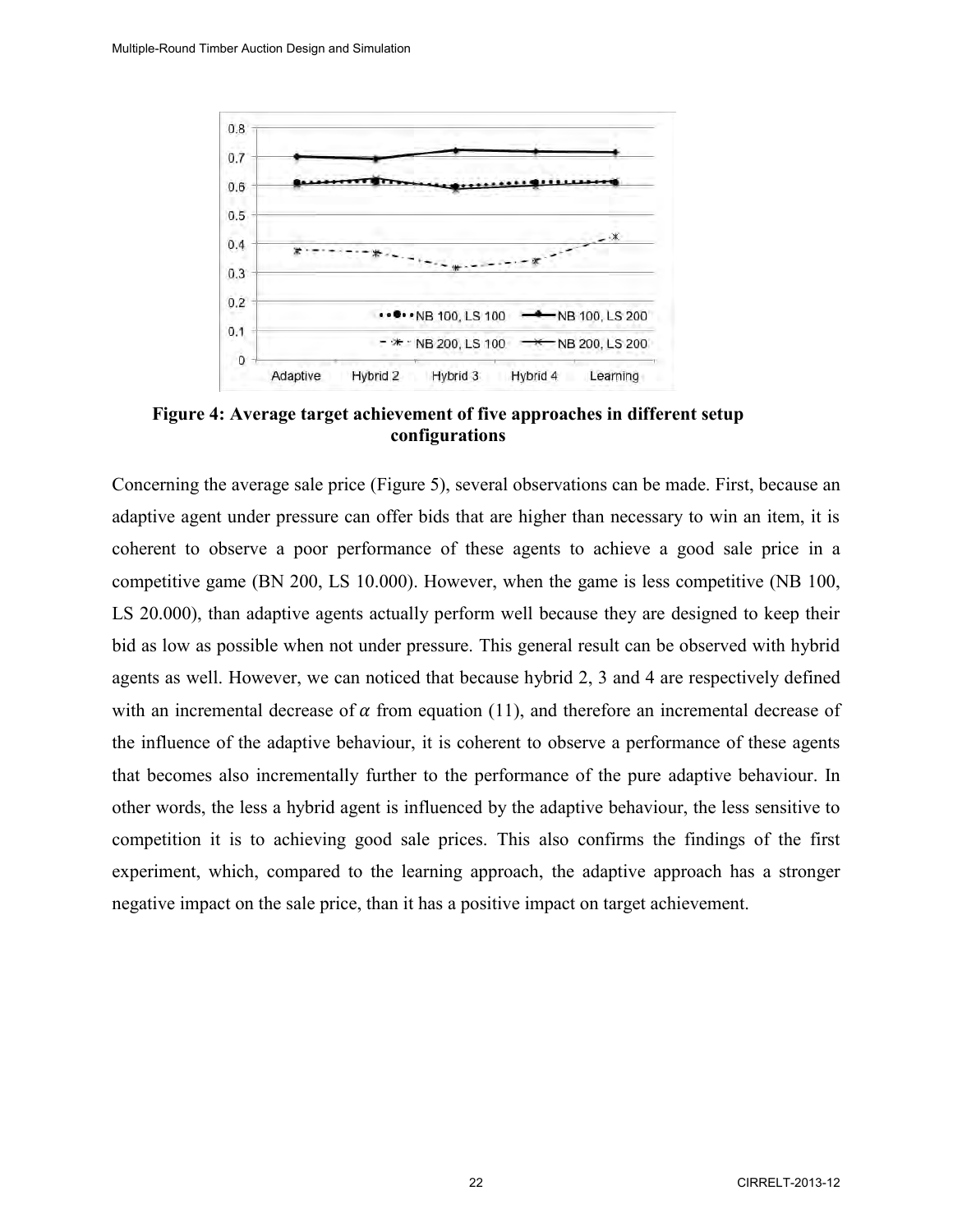**Figure 4: Average target achievement of five approaches in different setup configurations**

Concerning the average sale price (Figure 5), several observations can be made. First, because an adaptive agent under pressure can offer bids that are higher than necessary to win an item, it is coherent to observe a poor performance of these agents to achieve a good sale price in a competitive game (BN 200, LS 10.000). However, when the game is less competitive (NB 100, LS 20.000), than adaptive agents actually perform well because they are designed to keep their bid as low as possible when not under pressure. This general result can be observed with hybrid agents as well. However, we can noticed that because hybrid 2, 3 and 4 are respectively defined with an incremental decrease of $\alpha$ from equation (11), and therefore an incremental decrease of the influence of the adaptive behaviour, it is coherent to observe a performance of these agents that becomes also incrementally further to the performance of the pure adaptive behaviour. In other words, the less a hybrid agent is influenced by the adaptive behaviour, the less sensitive to competition it is to achieving good sale prices. This also confirms the findings of the first experiment, which, compared to the learning approach, the adaptive approach has a stronger negative impact on the sale price, than it has a positive impact on target achievement.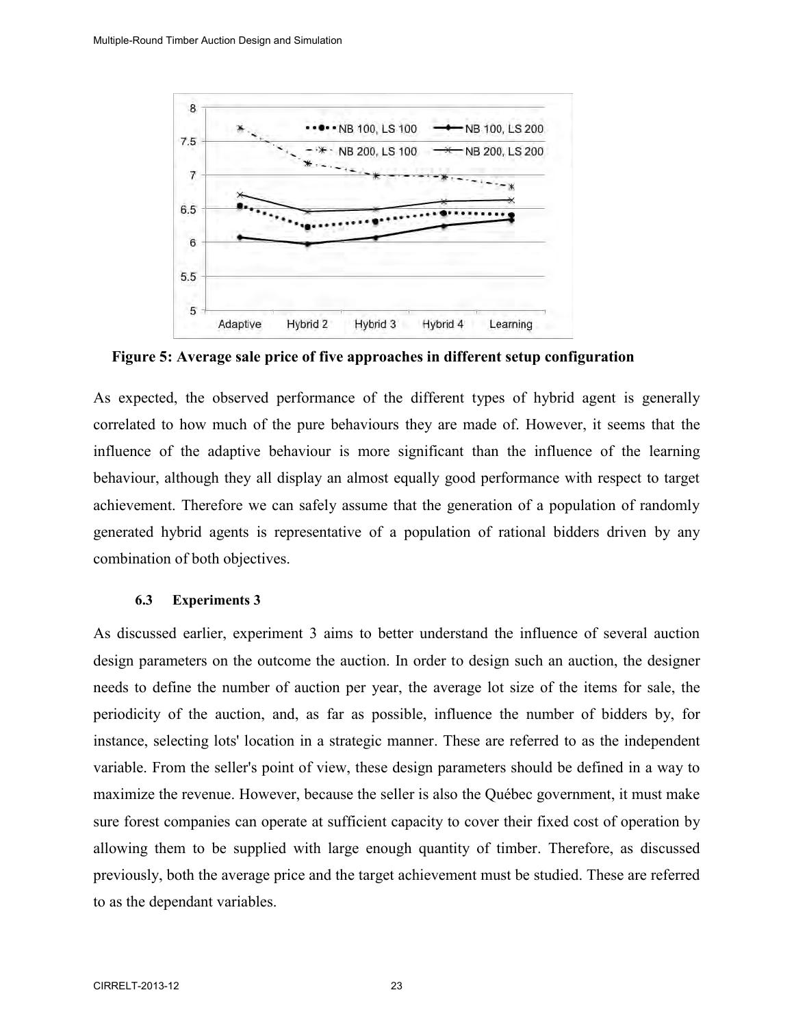**Figure 5: Average sale price of five approaches in different setup configuration**

As expected, the observed performance of the different types of hybrid agent is generally correlated to how much of the pure behaviours they are made of. However, it seems that the influence of the adaptive behaviour is more significant than the influence of the learning behaviour, although they all display an almost equally good performance with respect to target achievement. Therefore we can safely assume that the generation of a population of randomly generated hybrid agents is representative of a population of rational bidders driven by any combination of both objectives.

### 6.3 Experiments 3

As discussed earlier, experiment 3 aims to better understand the influence of several auction design parameters on the outcome the auction. In order to design such an auction, the designer needs to define the number of auction per year, the average lot size of the items for sale, the periodicity of the auction, and, as far as possible, influence the number of bidders by, for instance, selecting lots' location in a strategic manner. These are referred to as the independent variable. From the seller's point of view, these design parameters should be defined in a way to maximize the revenue. However, because the seller is also the Québec government, it must make sure forest companies can operate at sufficient capacity to cover their fixed cost of operation by allowing them to be supplied with large enough quantity of timber. Therefore, as discussed previously, both the average price and the target achievement must be studied. These are referred to as the dependant variables.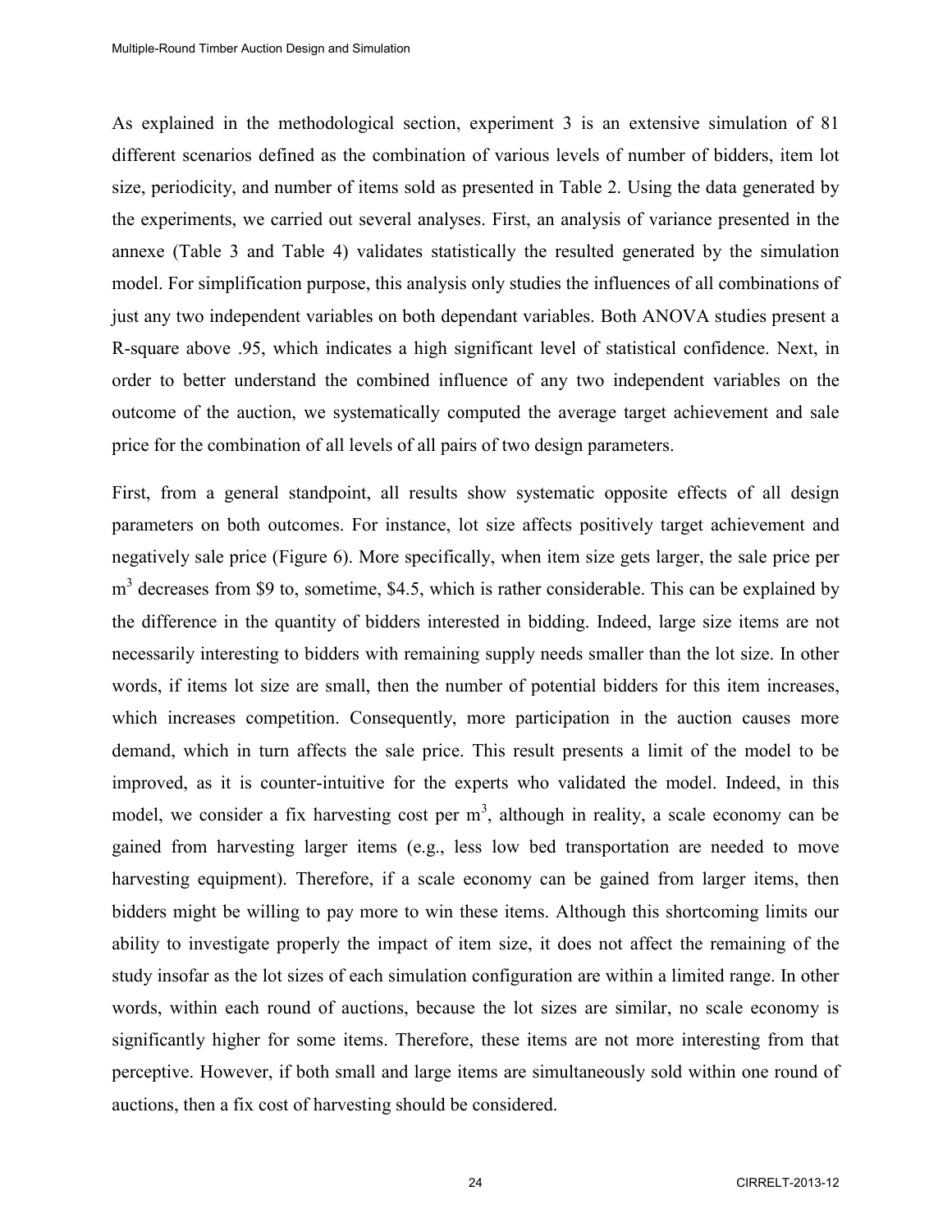As explained in the methodological section, experiment 3 is an extensive simulation of 81 different scenarios defined as the combination of various levels of number of bidders, item lot size, periodicity, and number of items sold as presented in Table 2. Using the data generated by the experiments, we carried out several analyses. First, an analysis of variance presented in the annexe (Table 3 and Table 4) validates statistically the resulted generated by the simulation model. For simplification purpose, this analysis only studies the influences of all combinations of just any two independent variables on both dependant variables. Both ANOVA studies present a R-square above .95, which indicates a high significant level of statistical confidence. Next, in order to better understand the combined influence of any two independent variables on the outcome of the auction, we systematically computed the average target achievement and sale price for the combination of all levels of all pairs of two design parameters.

First, from a general standpoint, all results show systematic opposite effects of all design parameters on both outcomes. For instance, lot size affects positively target achievement and negatively sale price (Figure 6). More specifically, when item size gets larger, the sale price per $m^3$ decreases from \$9 to, sometime, \$4.5, which is rather considerable. This can be explained by the difference in the quantity of bidders interested in bidding. Indeed, large size items are not necessarily interesting to bidders with remaining supply needs smaller than the lot size. In other words, if items lot size are small, then the number of potential bidders for this item increases, which increases competition. Consequently, more participation in the auction causes more demand, which in turn affects the sale price. This result presents a limit of the model to be improved, as it is counter-intuitive for the experts who validated the model. Indeed, in this model, we consider a fix harvesting cost per $m^3$, although in reality, a scale economy can be gained from harvesting larger items (e.g., less low bed transportation are needed to move harvesting equipment). Therefore, if a scale economy can be gained from larger items, then bidders might be willing to pay more to win these items. Although this shortcoming limits our ability to investigate properly the impact of item size, it does not affect the remaining of the study insofar as the lot sizes of each simulation configuration are within a limited range. In other words, within each round of auctions, because the lot sizes are similar, no scale economy is significantly higher for some items. Therefore, these items are not more interesting from that perceptive. However, if both small and large items are simultaneously sold within one round of auctions, then a fix cost of harvesting should be considered.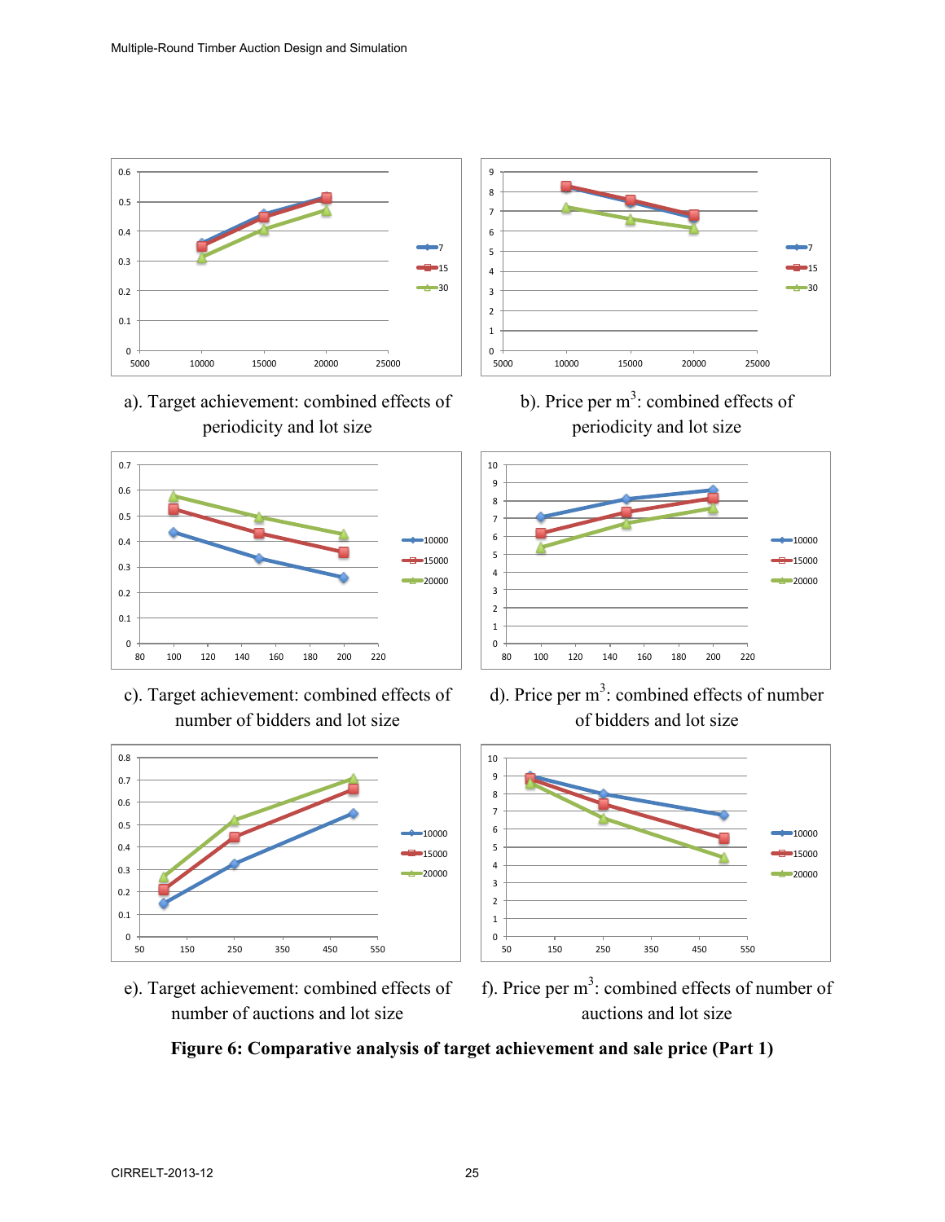a). Target achievement: combined effects of periodicity and lot size

b). Price per m$^3$: combined effects of periodicity and lot size

c). Target achievement: combined effects of number of bidders and lot size

d). Price per m$^3$: combined effects of number of bidders and lot size

e). Target achievement: combined effects of number of auctions and lot size

f). Price per m$^3$: combined effects of number of auctions and lot size

**Figure 6: Comparative analysis of target achievement and sale price (Part 1)**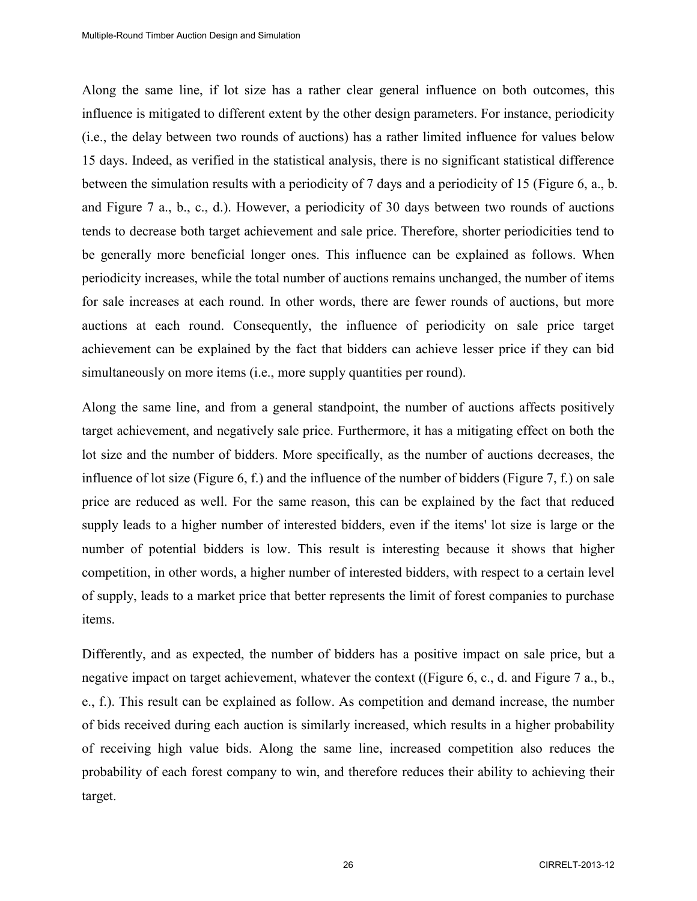Along the same line, if lot size has a rather clear general influence on both outcomes, this influence is mitigated to different extent by the other design parameters. For instance, periodicity (i.e., the delay between two rounds of auctions) has a rather limited influence for values below 15 days. Indeed, as verified in the statistical analysis, there is no significant statistical difference between the simulation results with a periodicity of 7 days and a periodicity of 15 (Figure 6, a., b. and Figure 7 a., b., c., d.). However, a periodicity of 30 days between two rounds of auctions tends to decrease both target achievement and sale price. Therefore, shorter periodicities tend to be generally more beneficial longer ones. This influence can be explained as follows. When periodicity increases, while the total number of auctions remains unchanged, the number of items for sale increases at each round. In other words, there are fewer rounds of auctions, but more auctions at each round. Consequently, the influence of periodicity on sale price target achievement can be explained by the fact that bidders can achieve lesser price if they can bid simultaneously on more items (i.e., more supply quantities per round).

Along the same line, and from a general standpoint, the number of auctions affects positively target achievement, and negatively sale price. Furthermore, it has a mitigating effect on both the lot size and the number of bidders. More specifically, as the number of auctions decreases, the influence of lot size (Figure 6, f.) and the influence of the number of bidders (Figure 7, f.) on sale price are reduced as well. For the same reason, this can be explained by the fact that reduced supply leads to a higher number of interested bidders, even if the items' lot size is large or the number of potential bidders is low. This result is interesting because it shows that higher competition, in other words, a higher number of interested bidders, with respect to a certain level of supply, leads to a market price that better represents the limit of forest companies to purchase items.

Differently, and as expected, the number of bidders has a positive impact on sale price, but a negative impact on target achievement, whatever the context ((Figure 6, c., d. and Figure 7 a., b., e., f.). This result can be explained as follow. As competition and demand increase, the number of bids received during each auction is similarly increased, which results in a higher probability of receiving high value bids. Along the same line, increased competition also reduces the probability of each forest company to win, and therefore reduces their ability to achieving their target.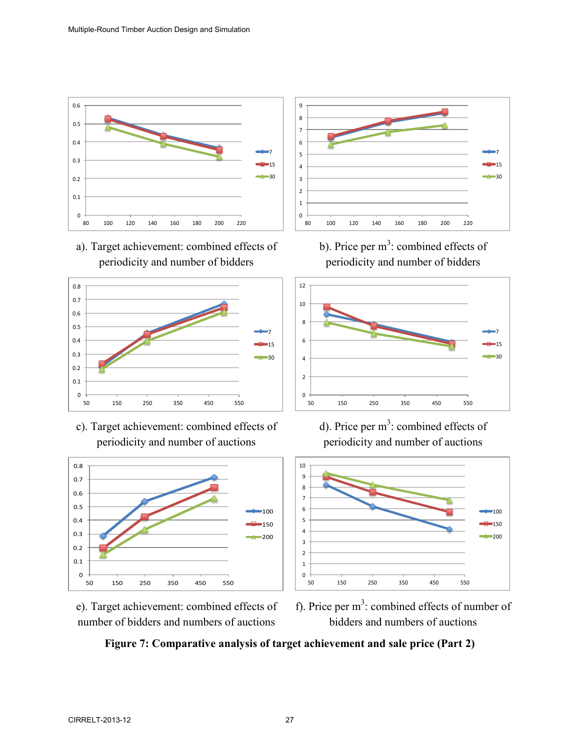a). Target achievement: combined effects of periodicity and number of bidders

b). Price per m$^3$: combined effects of periodicity and number of bidders

c). Target achievement: combined effects of periodicity and number of auctions

d). Price per m$^3$: combined effects of periodicity and number of auctions

e). Target achievement: combined effects of number of bidders and numbers of auctions

f). Price per m$^3$: combined effects of number of bidders and numbers of auctions

**Figure 7: Comparative analysis of target achievement and sale price (Part 2)**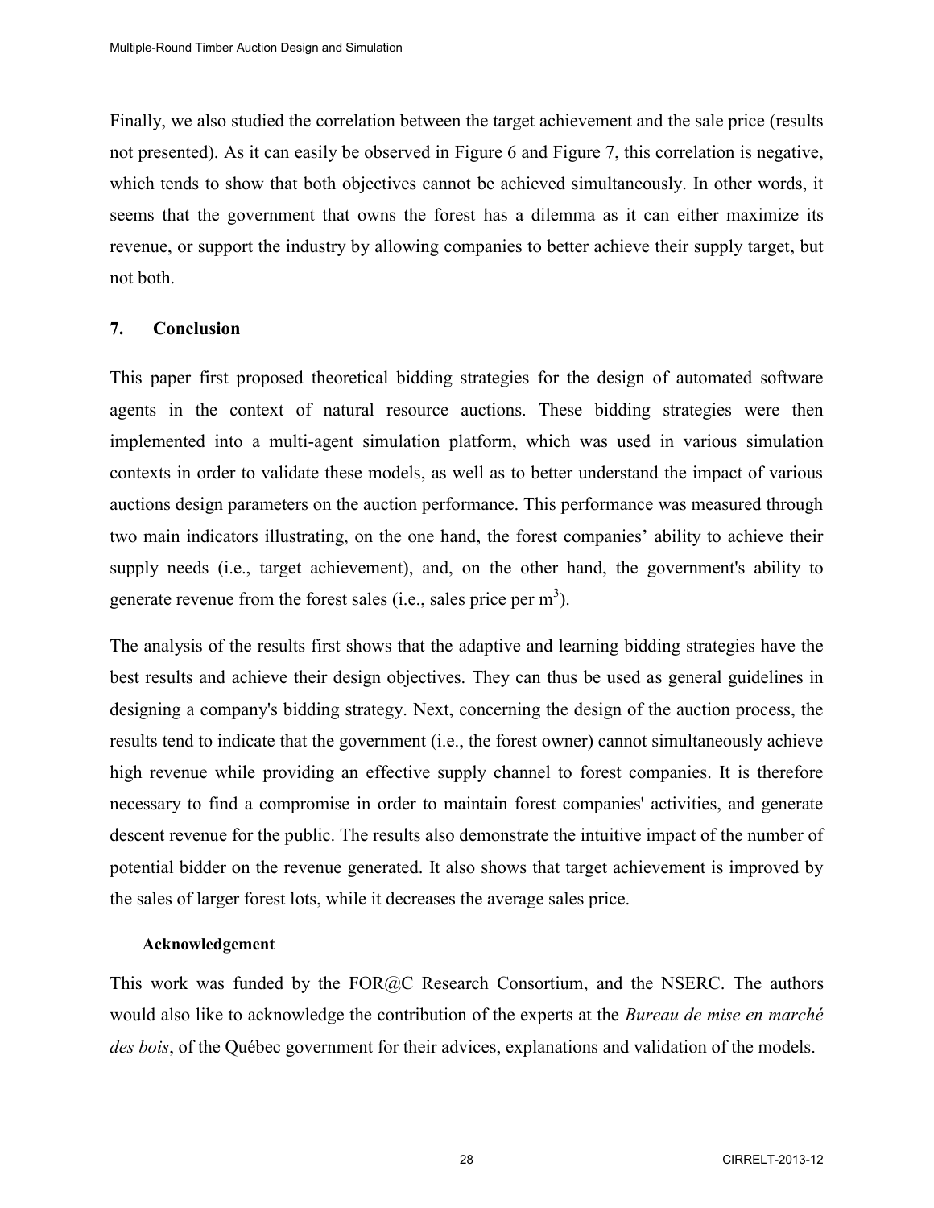Finally, we also studied the correlation between the target achievement and the sale price (results not presented). As it can easily be observed in Figure 6 and Figure 7, this correlation is negative, which tends to show that both objectives cannot be achieved simultaneously. In other words, it seems that the government that owns the forest has a dilemma as it can either maximize its revenue, or support the industry by allowing companies to better achieve their supply target, but not both.

## 7. Conclusion

This paper first proposed theoretical bidding strategies for the design of automated software agents in the context of natural resource auctions. These bidding strategies were then implemented into a multi-agent simulation platform, which was used in various simulation contexts in order to validate these models, as well as to better understand the impact of various auctions design parameters on the auction performance. This performance was measured through two main indicators illustrating, on the one hand, the forest companies' ability to achieve their supply needs (i.e., target achievement), and, on the other hand, the government's ability to generate revenue from the forest sales (i.e., sales price per $m^3$).

The analysis of the results first shows that the adaptive and learning bidding strategies have the best results and achieve their design objectives. They can thus be used as general guidelines in designing a company's bidding strategy. Next, concerning the design of the auction process, the results tend to indicate that the government (i.e., the forest owner) cannot simultaneously achieve high revenue while providing an effective supply channel to forest companies. It is therefore necessary to find a compromise in order to maintain forest companies' activities, and generate descent revenue for the public. The results also demonstrate the intuitive impact of the number of potential bidder on the revenue generated. It also shows that target achievement is improved by the sales of larger forest lots, while it decreases the average sales price.

### Acknowledgement

This work was funded by the FOR@C Research Consortium, and the NSERC. The authors would also like to acknowledge the contribution of the experts at the *Bureau de mise en marché des bois*, of the Québec government for their advices, explanations and validation of the models.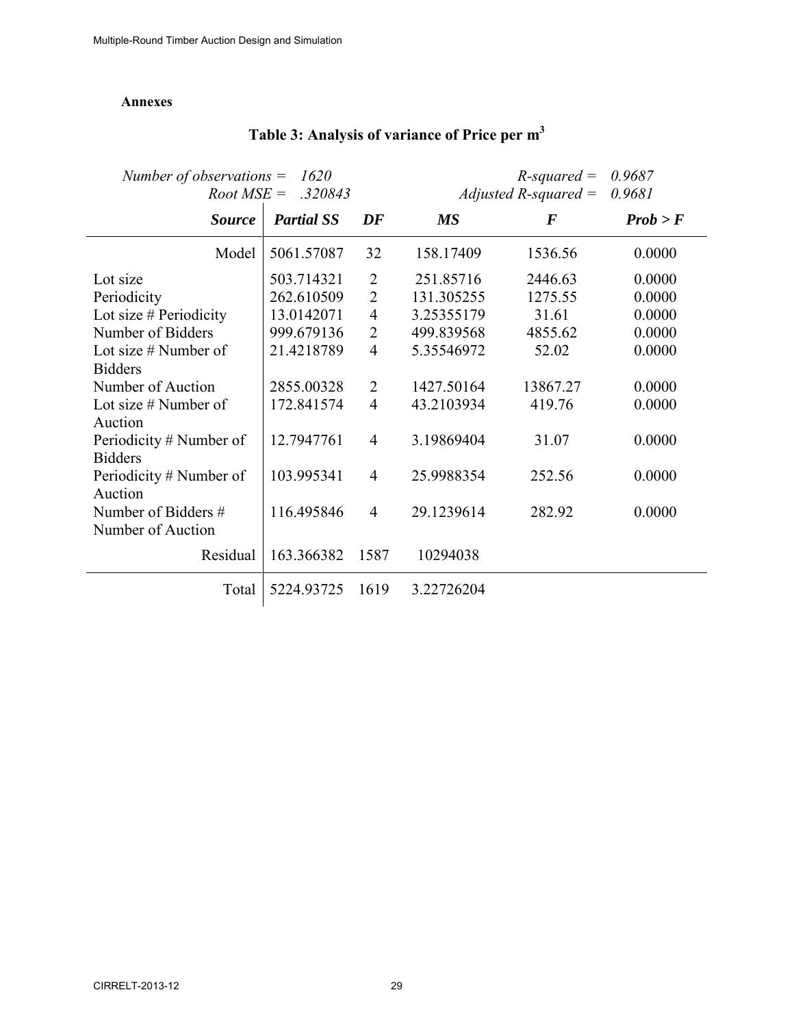**Annexes**

## Table 3: Analysis of variance of Price per $m^3$

*Number of observations = 1620* &nbsp;&nbsp;&nbsp;&nbsp; *R-squared = 0.9687*
*Root MSE = .320843* &nbsp;&nbsp;&nbsp;&nbsp; *Adjusted R-squared = 0.9681*

| *Source* | *Partial SS* | *DF* | *MS* | *F* | *Prob > F* |
|---|---|---|---|---|---|
| Model | 5061.57087 | 32 | 158.17409 | 1536.56 | 0.0000 |
| Lot size | 503.714321 | 2 | 251.85716 | 2446.63 | 0.0000 |
| Periodicity | 262.610509 | 2 | 131.305255 | 1275.55 | 0.0000 |
| Lot size # Periodicity | 13.0142071 | 4 | 3.25355179 | 31.61 | 0.0000 |
| Number of Bidders | 999.679136 | 2 | 499.839568 | 4855.62 | 0.0000 |
| Lot size # Number of Bidders | 21.4218789 | 4 | 5.35546972 | 52.02 | 0.0000 |
| Number of Auction | 2855.00328 | 2 | 1427.50164 | 13867.27 | 0.0000 |
| Lot size # Number of Auction | 172.841574 | 4 | 43.2103934 | 419.76 | 0.0000 |
| Periodicity # Number of Bidders | 12.7947761 | 4 | 3.19869404 | 31.07 | 0.0000 |
| Periodicity # Number of Auction | 103.995341 | 4 | 25.9988354 | 252.56 | 0.0000 |
| Number of Bidders # Number of Auction | 116.495846 | 4 | 29.1239614 | 282.92 | 0.0000 |
| Residual | 163.366382 | 1587 | 10294038 | | |
| Total | 5224.93725 | 1619 | 3.22726204 | | |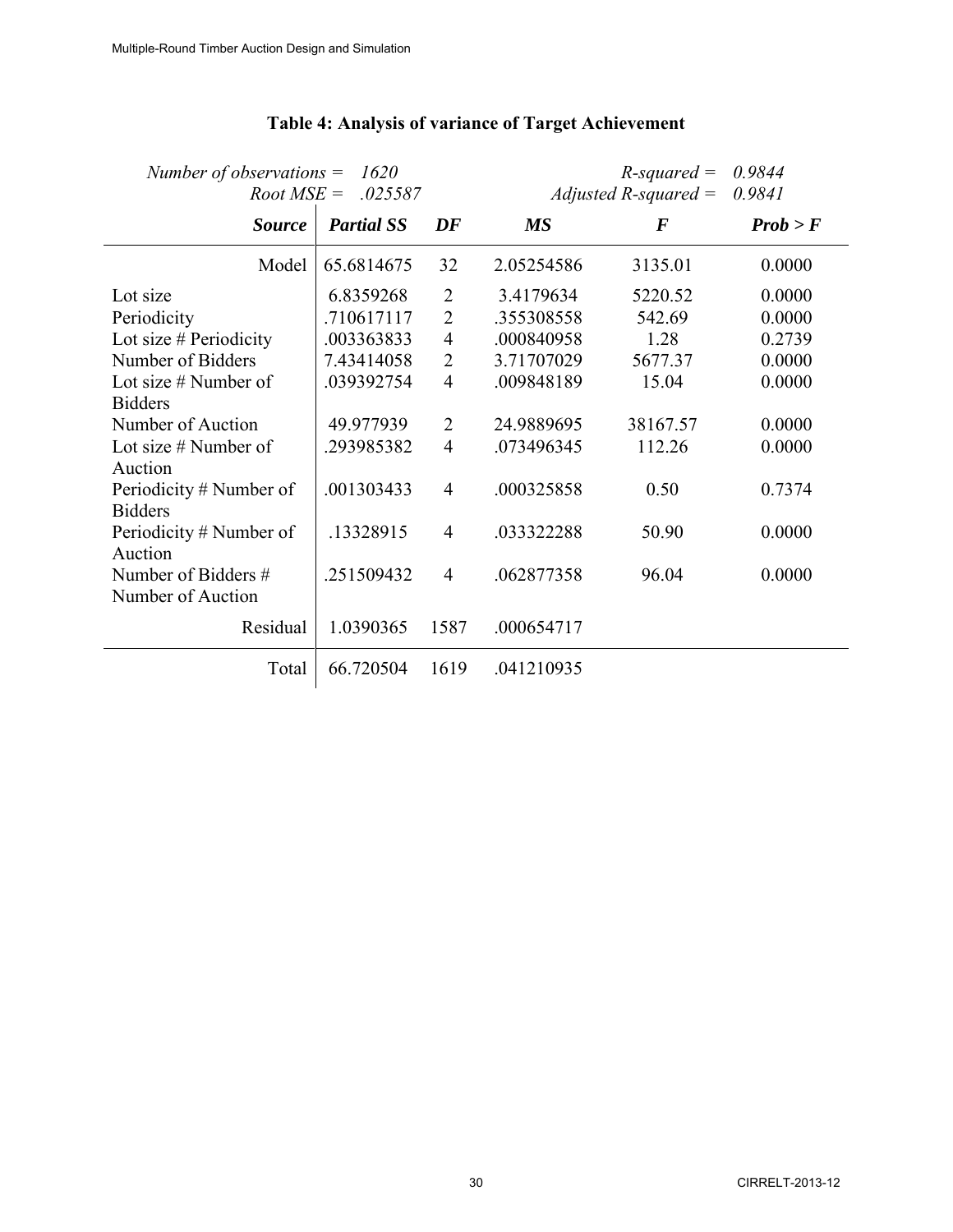## Table 4: Analysis of variance of Target Achievement

*Number of observations* = *1620* &nbsp;&nbsp;&nbsp;&nbsp; *R-squared* = *0.9844*

*Root MSE* = *.025587* &nbsp;&nbsp;&nbsp;&nbsp; *Adjusted R-squared* = *0.9841*

| ***Source*** | ***Partial SS*** | ***DF*** | ***MS*** | ***F*** | ***Prob > F*** |
|---|---|---|---|---|---|
| Model | 65.6814675 | 32 | 2.05254586 | 3135.01 | 0.0000 |
| Lot size | 6.8359268 | 2 | 3.4179634 | 5220.52 | 0.0000 |
| Periodicity | .710617117 | 2 | .355308558 | 542.69 | 0.0000 |
| Lot size # Periodicity | .003363833 | 4 | .000840958 | 1.28 | 0.2739 |
| Number of Bidders | 7.43414058 | 2 | 3.71707029 | 5677.37 | 0.0000 |
| Lot size # Number of Bidders | .039392754 | 4 | .009848189 | 15.04 | 0.0000 |
| Number of Auction | 49.977939 | 2 | 24.9889695 | 38167.57 | 0.0000 |
| Lot size # Number of Auction | .293985382 | 4 | .073496345 | 112.26 | 0.0000 |
| Periodicity # Number of Bidders | .001303433 | 4 | .000325858 | 0.50 | 0.7374 |
| Periodicity # Number of Auction | .13328915 | 4 | .033322288 | 50.90 | 0.0000 |
| Number of Bidders # Number of Auction | .251509432 | 4 | .062877358 | 96.04 | 0.0000 |
| Residual | 1.0390365 | 1587 | .000654717 | | |
| Total | 66.720504 | 1619 | .041210935 | | |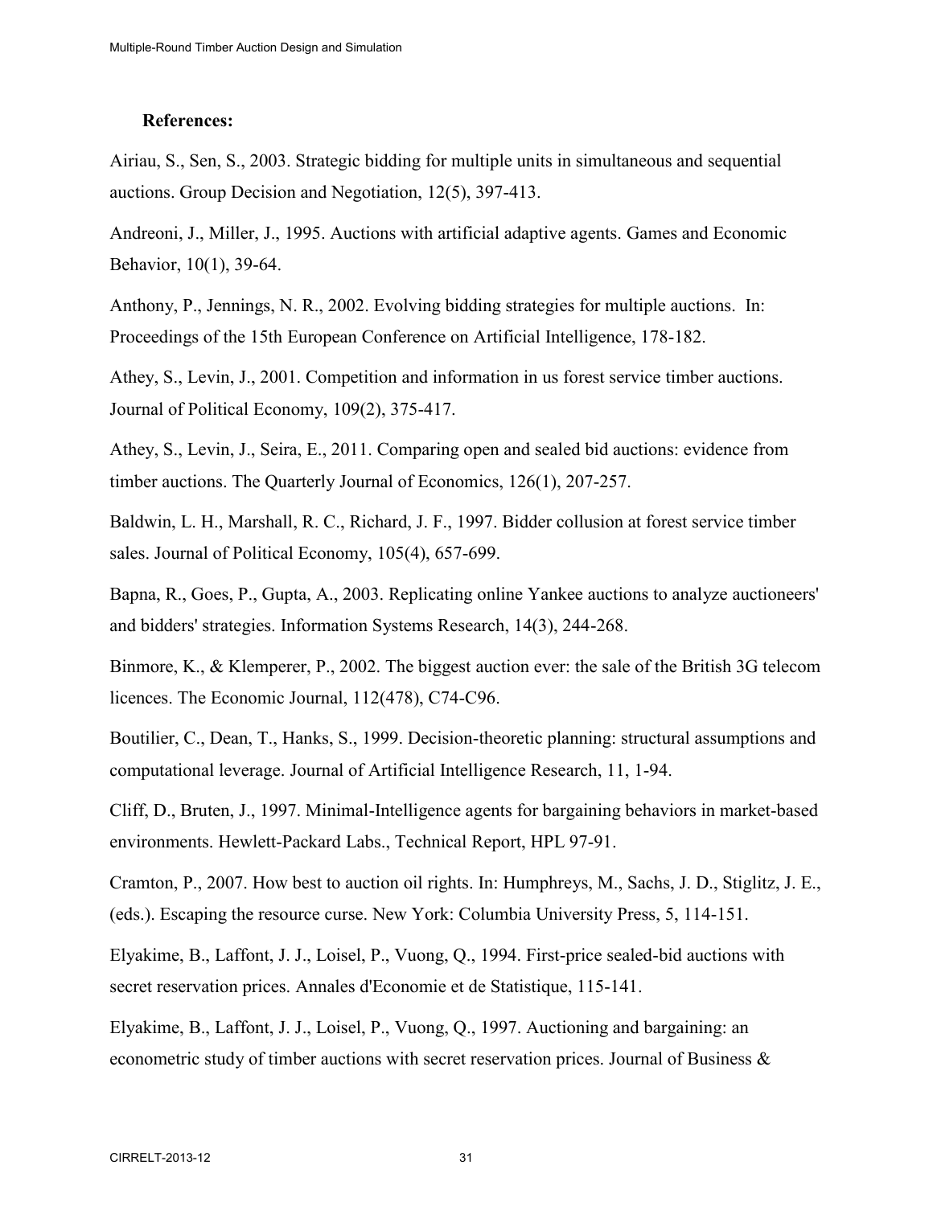**References:**

Airiau, S., Sen, S., 2003. Strategic bidding for multiple units in simultaneous and sequential auctions. Group Decision and Negotiation, 12(5), 397-413.

Andreoni, J., Miller, J., 1995. Auctions with artificial adaptive agents. Games and Economic Behavior, 10(1), 39-64.

Anthony, P., Jennings, N. R., 2002. Evolving bidding strategies for multiple auctions. In: Proceedings of the 15th European Conference on Artificial Intelligence, 178-182.

Athey, S., Levin, J., 2001. Competition and information in us forest service timber auctions. Journal of Political Economy, 109(2), 375-417.

Athey, S., Levin, J., Seira, E., 2011. Comparing open and sealed bid auctions: evidence from timber auctions. The Quarterly Journal of Economics, 126(1), 207-257.

Baldwin, L. H., Marshall, R. C., Richard, J. F., 1997. Bidder collusion at forest service timber sales. Journal of Political Economy, 105(4), 657-699.

Bapna, R., Goes, P., Gupta, A., 2003. Replicating online Yankee auctions to analyze auctioneers' and bidders' strategies. Information Systems Research, 14(3), 244-268.

Binmore, K., & Klemperer, P., 2002. The biggest auction ever: the sale of the British 3G telecom licences. The Economic Journal, 112(478), C74-C96.

Boutilier, C., Dean, T., Hanks, S., 1999. Decision-theoretic planning: structural assumptions and computational leverage. Journal of Artificial Intelligence Research, 11, 1-94.

Cliff, D., Bruten, J., 1997. Minimal-Intelligence agents for bargaining behaviors in market-based environments. Hewlett-Packard Labs., Technical Report, HPL 97-91.

Cramton, P., 2007. How best to auction oil rights. In: Humphreys, M., Sachs, J. D., Stiglitz, J. E., (eds.). Escaping the resource curse. New York: Columbia University Press, 5, 114-151.

Elyakime, B., Laffont, J. J., Loisel, P., Vuong, Q., 1994. First-price sealed-bid auctions with secret reservation prices. Annales d'Economie et de Statistique, 115-141.

Elyakime, B., Laffont, J. J., Loisel, P., Vuong, Q., 1997. Auctioning and bargaining: an econometric study of timber auctions with secret reservation prices. Journal of Business &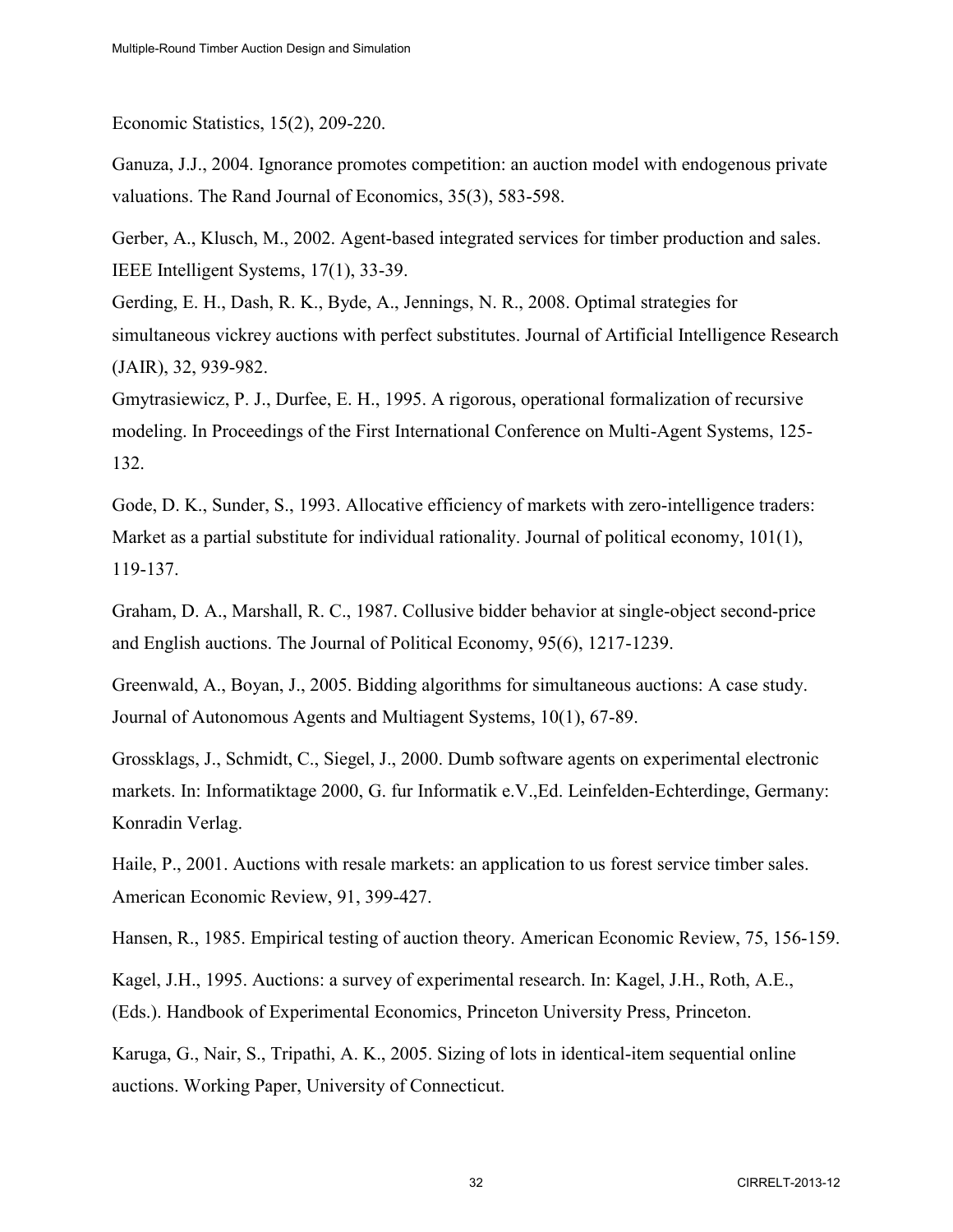Economic Statistics, 15(2), 209-220.

Ganuza, J.J., 2004. Ignorance promotes competition: an auction model with endogenous private valuations. The Rand Journal of Economics, 35(3), 583-598.

Gerber, A., Klusch, M., 2002. Agent-based integrated services for timber production and sales. IEEE Intelligent Systems, 17(1), 33-39.

Gerding, E. H., Dash, R. K., Byde, A., Jennings, N. R., 2008. Optimal strategies for simultaneous vickrey auctions with perfect substitutes. Journal of Artificial Intelligence Research (JAIR), 32, 939-982.

Gmytrasiewicz, P. J., Durfee, E. H., 1995. A rigorous, operational formalization of recursive modeling. In Proceedings of the First International Conference on Multi-Agent Systems, 125-132.

Gode, D. K., Sunder, S., 1993. Allocative efficiency of markets with zero-intelligence traders: Market as a partial substitute for individual rationality. Journal of political economy, 101(1), 119-137.

Graham, D. A., Marshall, R. C., 1987. Collusive bidder behavior at single-object second-price and English auctions. The Journal of Political Economy, 95(6), 1217-1239.

Greenwald, A., Boyan, J., 2005. Bidding algorithms for simultaneous auctions: A case study. Journal of Autonomous Agents and Multiagent Systems, 10(1), 67-89.

Grossklags, J., Schmidt, C., Siegel, J., 2000. Dumb software agents on experimental electronic markets. In: Informatiktage 2000, G. fur Informatik e.V.,Ed. Leinfelden-Echterdinge, Germany: Konradin Verlag.

Haile, P., 2001. Auctions with resale markets: an application to us forest service timber sales. American Economic Review, 91, 399-427.

Hansen, R., 1985. Empirical testing of auction theory. American Economic Review, 75, 156-159.

Kagel, J.H., 1995. Auctions: a survey of experimental research. In: Kagel, J.H., Roth, A.E., (Eds.). Handbook of Experimental Economics, Princeton University Press, Princeton.

Karuga, G., Nair, S., Tripathi, A. K., 2005. Sizing of lots in identical-item sequential online auctions. Working Paper, University of Connecticut.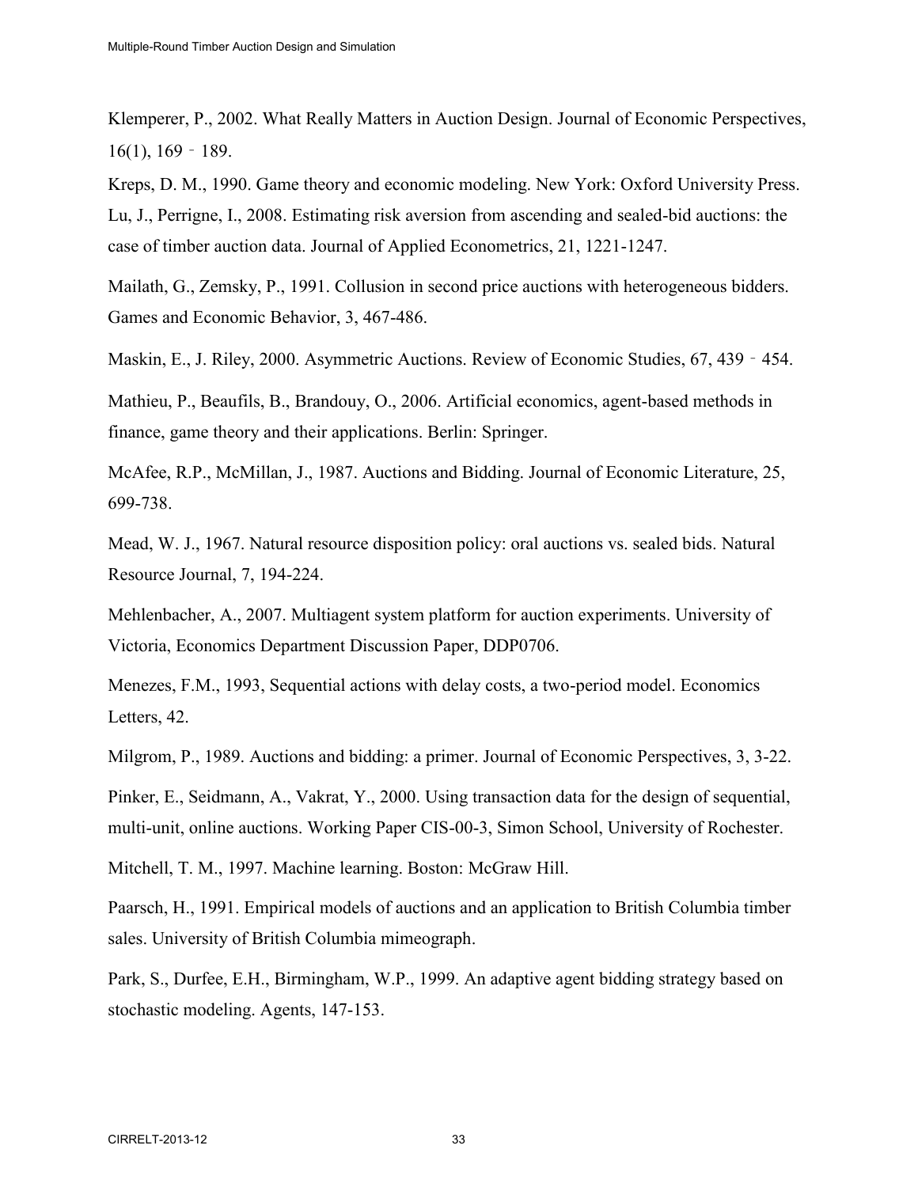Klemperer, P., 2002. What Really Matters in Auction Design. Journal of Economic Perspectives, 16(1), 169 - 189.

Kreps, D. M., 1990. Game theory and economic modeling. New York: Oxford University Press.

Lu, J., Perrigne, I., 2008. Estimating risk aversion from ascending and sealed-bid auctions: the case of timber auction data. Journal of Applied Econometrics, 21, 1221-1247.

Mailath, G., Zemsky, P., 1991. Collusion in second price auctions with heterogeneous bidders. Games and Economic Behavior, 3, 467-486.

Maskin, E., J. Riley, 2000. Asymmetric Auctions. Review of Economic Studies, 67, 439 - 454.

Mathieu, P., Beaufils, B., Brandouy, O., 2006. Artificial economics, agent-based methods in finance, game theory and their applications. Berlin: Springer.

McAfee, R.P., McMillan, J., 1987. Auctions and Bidding. Journal of Economic Literature, 25, 699-738.

Mead, W. J., 1967. Natural resource disposition policy: oral auctions vs. sealed bids. Natural Resource Journal, 7, 194-224.

Mehlenbacher, A., 2007. Multiagent system platform for auction experiments. University of Victoria, Economics Department Discussion Paper, DDP0706.

Menezes, F.M., 1993, Sequential actions with delay costs, a two-period model. Economics Letters, 42.

Milgrom, P., 1989. Auctions and bidding: a primer. Journal of Economic Perspectives, 3, 3-22.

Pinker, E., Seidmann, A., Vakrat, Y., 2000. Using transaction data for the design of sequential, multi-unit, online auctions. Working Paper CIS-00-3, Simon School, University of Rochester.

Mitchell, T. M., 1997. Machine learning. Boston: McGraw Hill.

Paarsch, H., 1991. Empirical models of auctions and an application to British Columbia timber sales. University of British Columbia mimeograph.

Park, S., Durfee, E.H., Birmingham, W.P., 1999. An adaptive agent bidding strategy based on stochastic modeling. Agents, 147-153.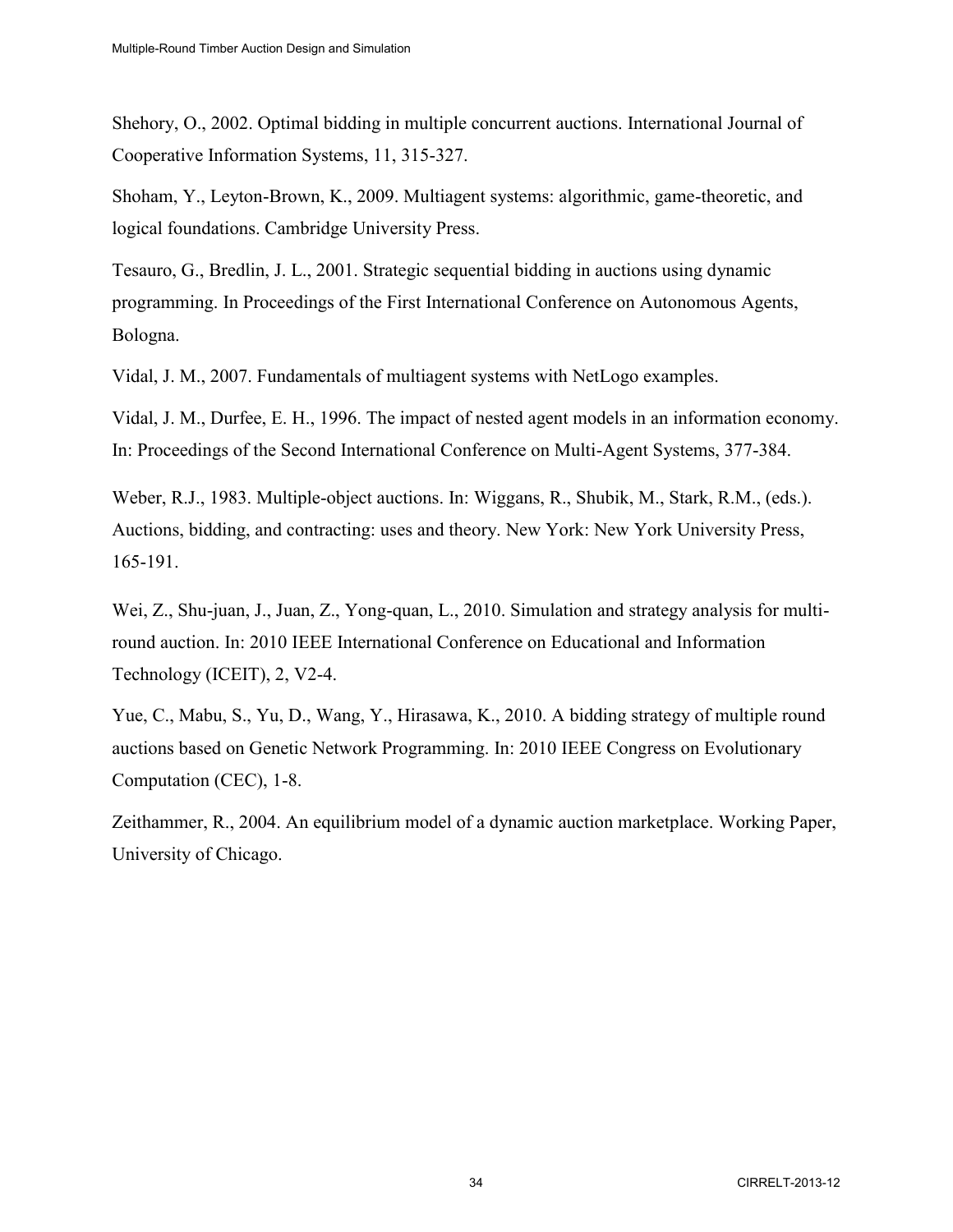Shehory, O., 2002. Optimal bidding in multiple concurrent auctions. International Journal of Cooperative Information Systems, 11, 315-327.

Shoham, Y., Leyton-Brown, K., 2009. Multiagent systems: algorithmic, game-theoretic, and logical foundations. Cambridge University Press.

Tesauro, G., Bredlin, J. L., 2001. Strategic sequential bidding in auctions using dynamic programming. In Proceedings of the First International Conference on Autonomous Agents, Bologna.

Vidal, J. M., 2007. Fundamentals of multiagent systems with NetLogo examples.

Vidal, J. M., Durfee, E. H., 1996. The impact of nested agent models in an information economy. In: Proceedings of the Second International Conference on Multi-Agent Systems, 377-384.

Weber, R.J., 1983. Multiple-object auctions. In: Wiggans, R., Shubik, M., Stark, R.M., (eds.). Auctions, bidding, and contracting: uses and theory. New York: New York University Press, 165-191.

Wei, Z., Shu-juan, J., Juan, Z., Yong-quan, L., 2010. Simulation and strategy analysis for multi-round auction. In: 2010 IEEE International Conference on Educational and Information Technology (ICEIT), 2, V2-4.

Yue, C., Mabu, S., Yu, D., Wang, Y., Hirasawa, K., 2010. A bidding strategy of multiple round auctions based on Genetic Network Programming. In: 2010 IEEE Congress on Evolutionary Computation (CEC), 1-8.

Zeithammer, R., 2004. An equilibrium model of a dynamic auction marketplace. Working Paper, University of Chicago.